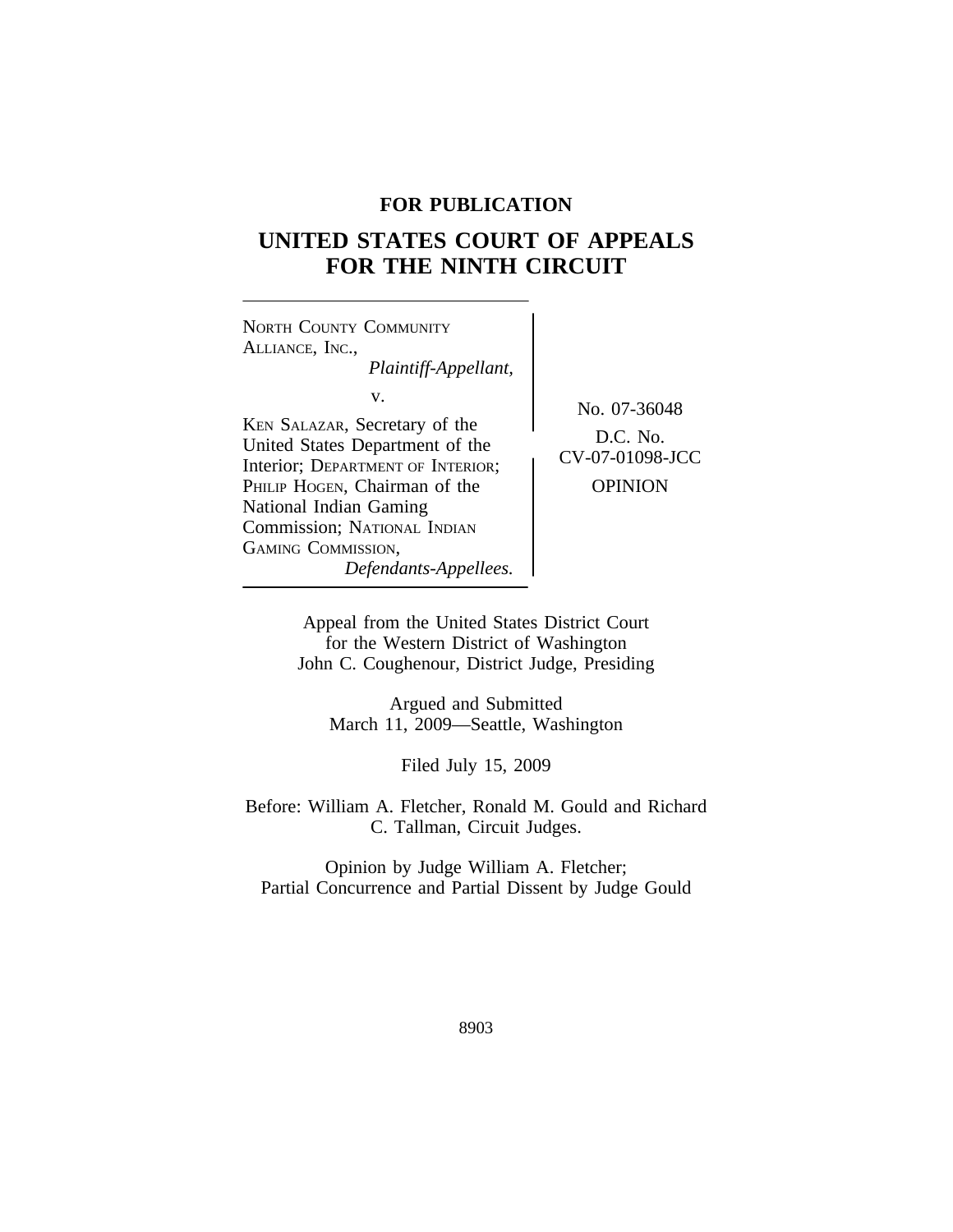**FOR PUBLICATION**

# UNITED STATES COURT OF APPEALS FOR THE NINTH CIRCUIT

NORTH COUNTY COMMUNITY ALLIANCE, INC.,
*Plaintiff-Appellant,*

v.

KEN SALAZAR, Secretary of the United States Department of the Interior; DEPARTMENT OF INTERIOR; PHILIP HOGEN, Chairman of the National Indian Gaming Commission; NATIONAL INDIAN GAMING COMMISSION,
*Defendants-Appellees.*

No. 07-36048

D.C. No. CV-07-01098-JCC

OPINION

Appeal from the United States District Court for the Western District of Washington
John C. Coughenour, District Judge, Presiding

Argued and Submitted
March 11, 2009—Seattle, Washington

Filed July 15, 2009

Before: William A. Fletcher, Ronald M. Gould and Richard C. Tallman, Circuit Judges.

Opinion by Judge William A. Fletcher;
Partial Concurrence and Partial Dissent by Judge Gould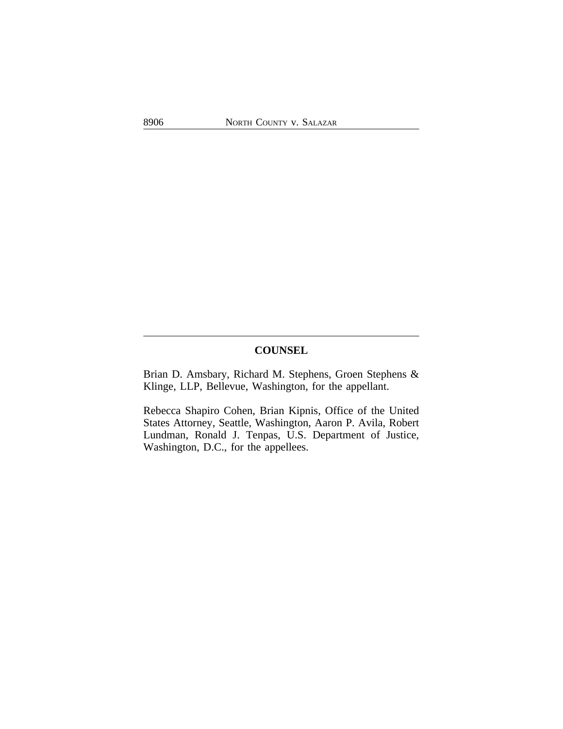## COUNSEL

Brian D. Amsbary, Richard M. Stephens, Groen Stephens & Klinge, LLP, Bellevue, Washington, for the appellant.

Rebecca Shapiro Cohen, Brian Kipnis, Office of the United States Attorney, Seattle, Washington, Aaron P. Avila, Robert Lundman, Ronald J. Tenpas, U.S. Department of Justice, Washington, D.C., for the appellees.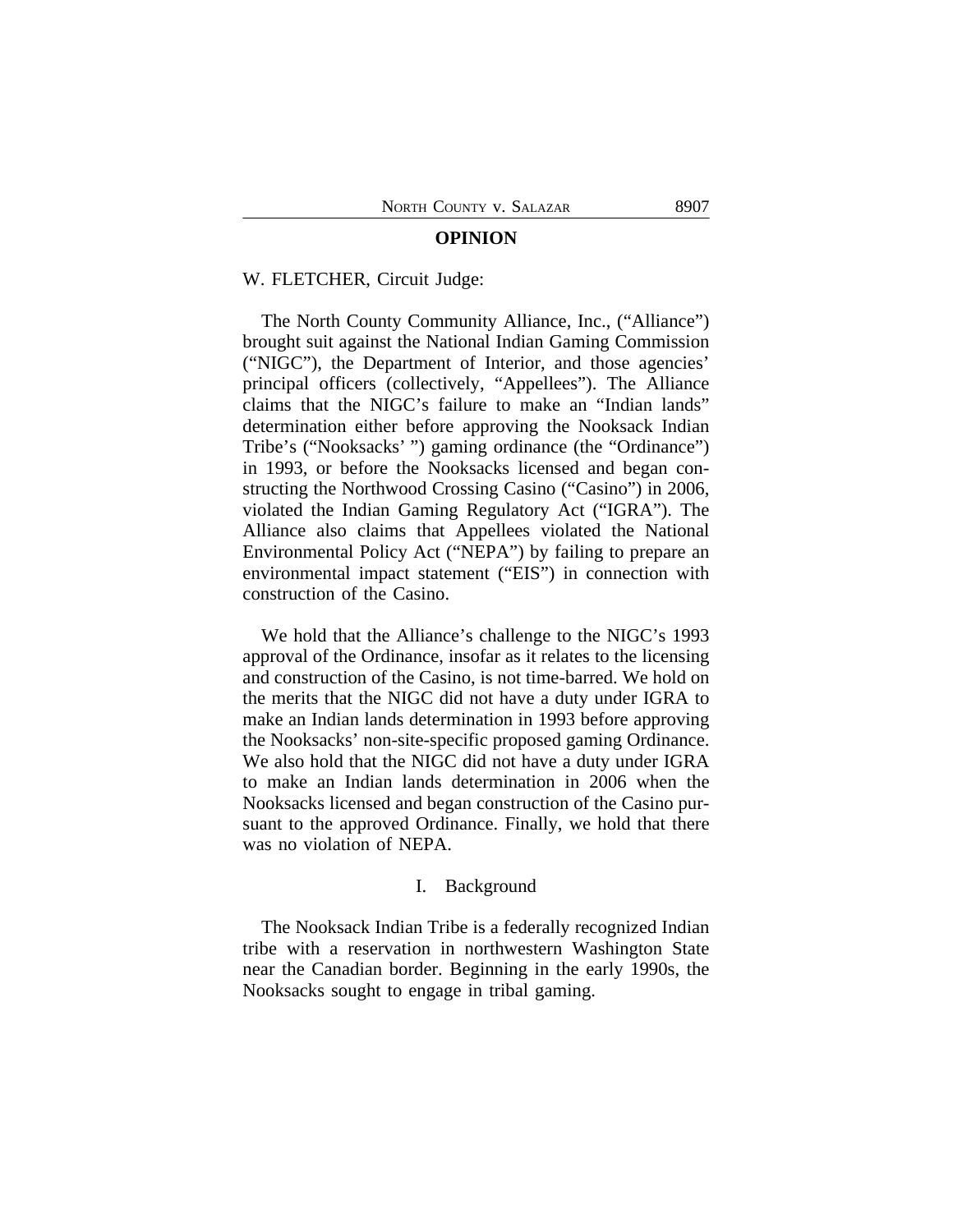## OPINION

W. FLETCHER, Circuit Judge:

The North County Community Alliance, Inc., ("Alliance") brought suit against the National Indian Gaming Commission ("NIGC"), the Department of Interior, and those agencies' principal officers (collectively, "Appellees"). The Alliance claims that the NIGC's failure to make an "Indian lands" determination either before approving the Nooksack Indian Tribe's ("Nooksacks' ") gaming ordinance (the "Ordinance") in 1993, or before the Nooksacks licensed and began constructing the Northwood Crossing Casino ("Casino") in 2006, violated the Indian Gaming Regulatory Act ("IGRA"). The Alliance also claims that Appellees violated the National Environmental Policy Act ("NEPA") by failing to prepare an environmental impact statement ("EIS") in connection with construction of the Casino.

We hold that the Alliance's challenge to the NIGC's 1993 approval of the Ordinance, insofar as it relates to the licensing and construction of the Casino, is not time-barred. We hold on the merits that the NIGC did not have a duty under IGRA to make an Indian lands determination in 1993 before approving the Nooksacks' non-site-specific proposed gaming Ordinance. We also hold that the NIGC did not have a duty under IGRA to make an Indian lands determination in 2006 when the Nooksacks licensed and began construction of the Casino pursuant to the approved Ordinance. Finally, we hold that there was no violation of NEPA.

### I. Background

The Nooksack Indian Tribe is a federally recognized Indian tribe with a reservation in northwestern Washington State near the Canadian border. Beginning in the early 1990s, the Nooksacks sought to engage in tribal gaming.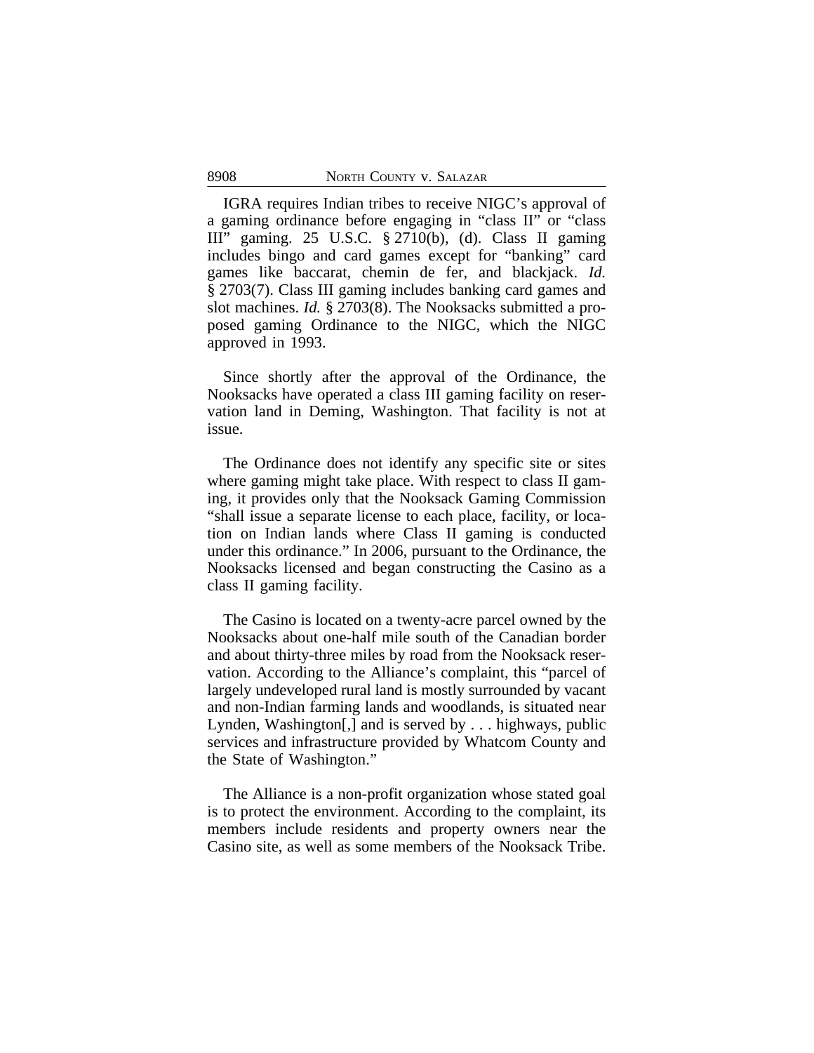IGRA requires Indian tribes to receive NIGC's approval of a gaming ordinance before engaging in "class II" or "class III" gaming. 25 U.S.C. § 2710(b), (d). Class II gaming includes bingo and card games except for "banking" card games like baccarat, chemin de fer, and blackjack. *Id.* § 2703(7). Class III gaming includes banking card games and slot machines. *Id.* § 2703(8). The Nooksacks submitted a proposed gaming Ordinance to the NIGC, which the NIGC approved in 1993.

Since shortly after the approval of the Ordinance, the Nooksacks have operated a class III gaming facility on reservation land in Deming, Washington. That facility is not at issue.

The Ordinance does not identify any specific site or sites where gaming might take place. With respect to class II gaming, it provides only that the Nooksack Gaming Commission "shall issue a separate license to each place, facility, or location on Indian lands where Class II gaming is conducted under this ordinance." In 2006, pursuant to the Ordinance, the Nooksacks licensed and began constructing the Casino as a class II gaming facility.

The Casino is located on a twenty-acre parcel owned by the Nooksacks about one-half mile south of the Canadian border and about thirty-three miles by road from the Nooksack reservation. According to the Alliance's complaint, this "parcel of largely undeveloped rural land is mostly surrounded by vacant and non-Indian farming lands and woodlands, is situated near Lynden, Washington[,] and is served by . . . highways, public services and infrastructure provided by Whatcom County and the State of Washington."

The Alliance is a non-profit organization whose stated goal is to protect the environment. According to the complaint, its members include residents and property owners near the Casino site, as well as some members of the Nooksack Tribe.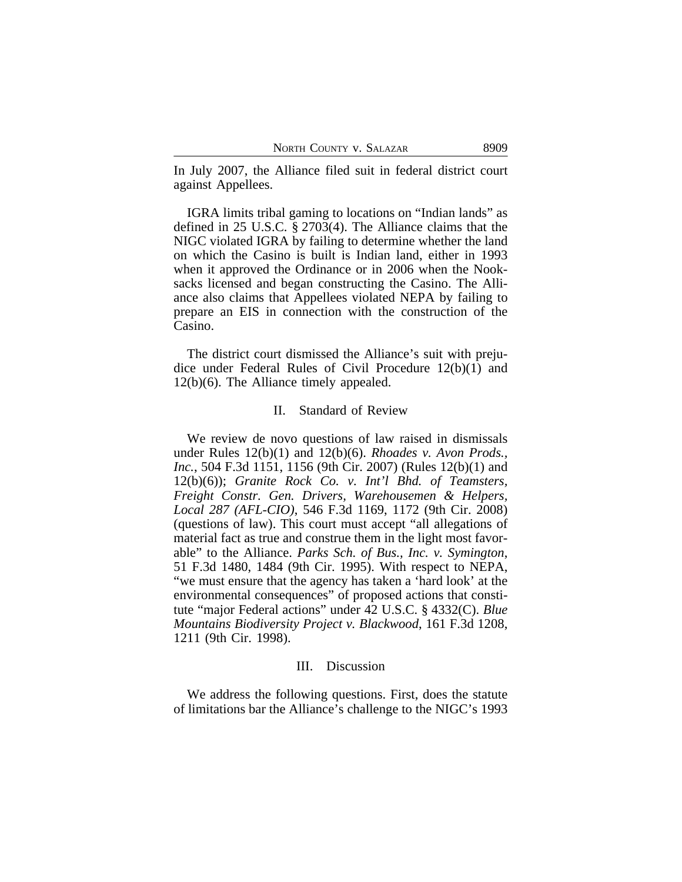In July 2007, the Alliance filed suit in federal district court against Appellees.

IGRA limits tribal gaming to locations on "Indian lands" as defined in 25 U.S.C. § 2703(4). The Alliance claims that the NIGC violated IGRA by failing to determine whether the land on which the Casino is built is Indian land, either in 1993 when it approved the Ordinance or in 2006 when the Nooksacks licensed and began constructing the Casino. The Alliance also claims that Appellees violated NEPA by failing to prepare an EIS in connection with the construction of the Casino.

The district court dismissed the Alliance's suit with prejudice under Federal Rules of Civil Procedure 12(b)(1) and 12(b)(6). The Alliance timely appealed.

## II. Standard of Review

We review de novo questions of law raised in dismissals under Rules 12(b)(1) and 12(b)(6). *Rhoades v. Avon Prods., Inc.*, 504 F.3d 1151, 1156 (9th Cir. 2007) (Rules 12(b)(1) and 12(b)(6)); *Granite Rock Co. v. Int'l Bhd. of Teamsters, Freight Constr. Gen. Drivers, Warehousemen & Helpers, Local 287 (AFL-CIO)*, 546 F.3d 1169, 1172 (9th Cir. 2008) (questions of law). This court must accept "all allegations of material fact as true and construe them in the light most favorable" to the Alliance. *Parks Sch. of Bus., Inc. v. Symington*, 51 F.3d 1480, 1484 (9th Cir. 1995). With respect to NEPA, "we must ensure that the agency has taken a 'hard look' at the environmental consequences" of proposed actions that constitute "major Federal actions" under 42 U.S.C. § 4332(C). *Blue Mountains Biodiversity Project v. Blackwood*, 161 F.3d 1208, 1211 (9th Cir. 1998).

## III. Discussion

We address the following questions. First, does the statute of limitations bar the Alliance's challenge to the NIGC's 1993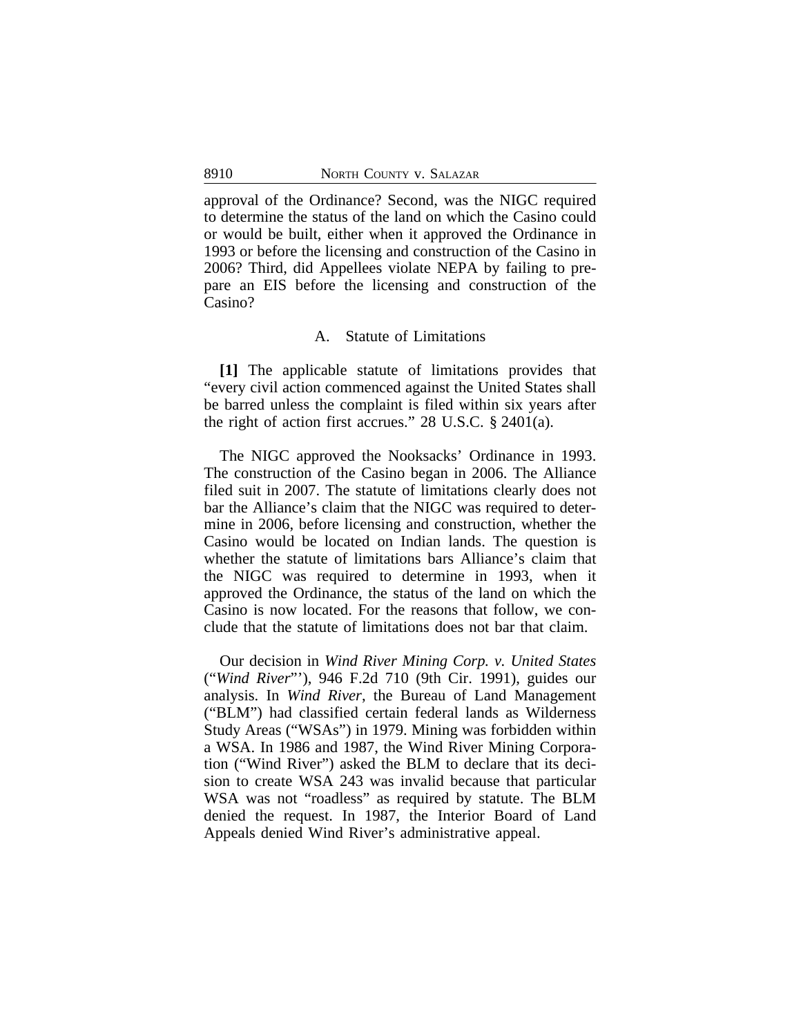approval of the Ordinance? Second, was the NIGC required to determine the status of the land on which the Casino could or would be built, either when it approved the Ordinance in 1993 or before the licensing and construction of the Casino in 2006? Third, did Appellees violate NEPA by failing to prepare an EIS before the licensing and construction of the Casino?

### A. Statute of Limitations

**[1]** The applicable statute of limitations provides that "every civil action commenced against the United States shall be barred unless the complaint is filed within six years after the right of action first accrues." 28 U.S.C. § 2401(a).

The NIGC approved the Nooksacks' Ordinance in 1993. The construction of the Casino began in 2006. The Alliance filed suit in 2007. The statute of limitations clearly does not bar the Alliance's claim that the NIGC was required to determine in 2006, before licensing and construction, whether the Casino would be located on Indian lands. The question is whether the statute of limitations bars Alliance's claim that the NIGC was required to determine in 1993, when it approved the Ordinance, the status of the land on which the Casino is now located. For the reasons that follow, we conclude that the statute of limitations does not bar that claim.

Our decision in *Wind River Mining Corp. v. United States* ("*Wind River*"'), 946 F.2d 710 (9th Cir. 1991), guides our analysis. In *Wind River*, the Bureau of Land Management ("BLM") had classified certain federal lands as Wilderness Study Areas ("WSAs") in 1979. Mining was forbidden within a WSA. In 1986 and 1987, the Wind River Mining Corporation ("Wind River") asked the BLM to declare that its decision to create WSA 243 was invalid because that particular WSA was not "roadless" as required by statute. The BLM denied the request. In 1987, the Interior Board of Land Appeals denied Wind River's administrative appeal.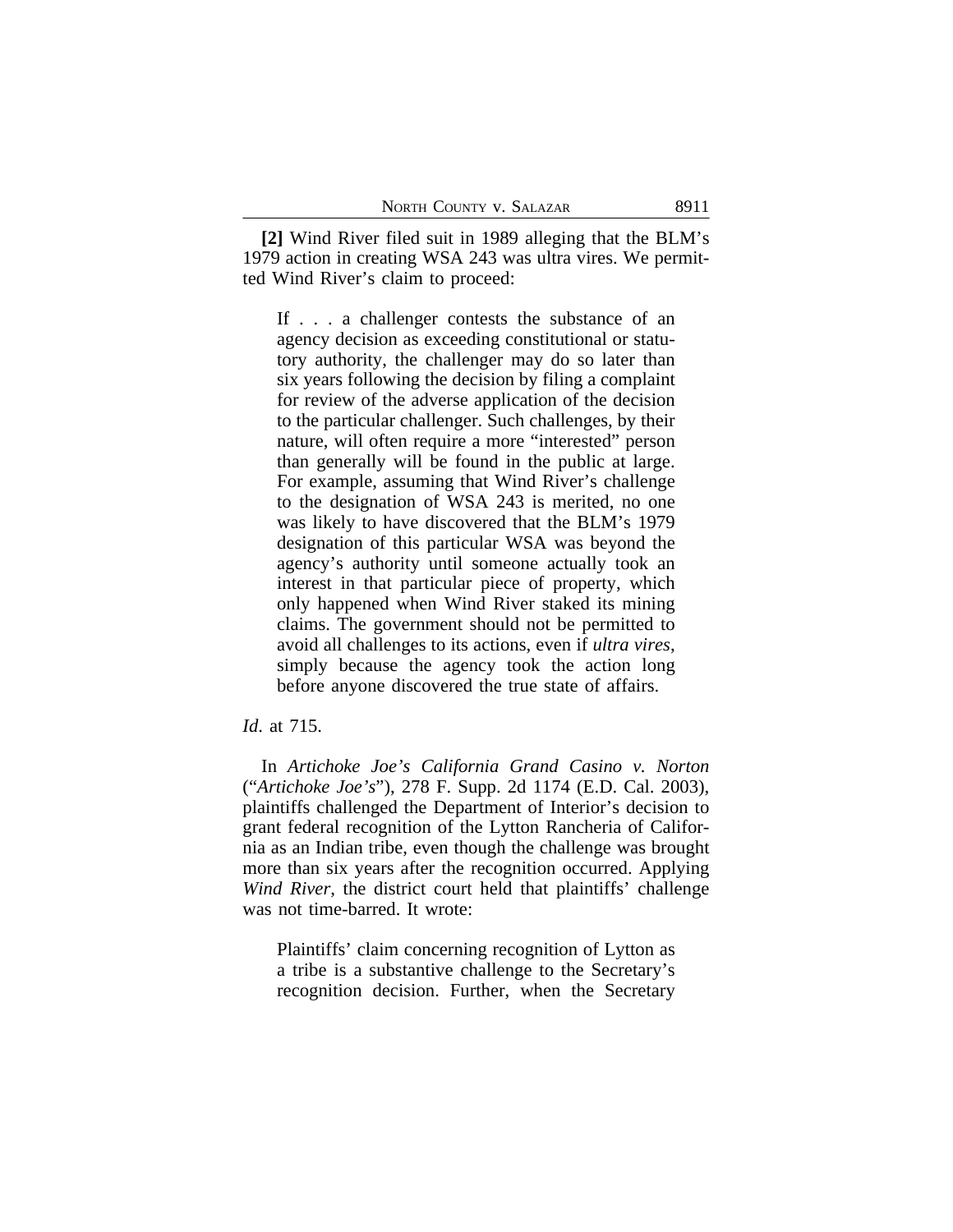**[2]** Wind River filed suit in 1989 alleging that the BLM's 1979 action in creating WSA 243 was ultra vires. We permitted Wind River's claim to proceed:

> If . . . a challenger contests the substance of an agency decision as exceeding constitutional or statutory authority, the challenger may do so later than six years following the decision by filing a complaint for review of the adverse application of the decision to the particular challenger. Such challenges, by their nature, will often require a more "interested" person than generally will be found in the public at large. For example, assuming that Wind River's challenge to the designation of WSA 243 is merited, no one was likely to have discovered that the BLM's 1979 designation of this particular WSA was beyond the agency's authority until someone actually took an interest in that particular piece of property, which only happened when Wind River staked its mining claims. The government should not be permitted to avoid all challenges to its actions, even if *ultra vires*, simply because the agency took the action long before anyone discovered the true state of affairs.

*Id*. at 715.

In *Artichoke Joe's California Grand Casino v. Norton* ("*Artichoke Joe's*"), 278 F. Supp. 2d 1174 (E.D. Cal. 2003), plaintiffs challenged the Department of Interior's decision to grant federal recognition of the Lytton Rancheria of California as an Indian tribe, even though the challenge was brought more than six years after the recognition occurred. Applying *Wind River*, the district court held that plaintiffs' challenge was not time-barred. It wrote:

> Plaintiffs' claim concerning recognition of Lytton as a tribe is a substantive challenge to the Secretary's recognition decision. Further, when the Secretary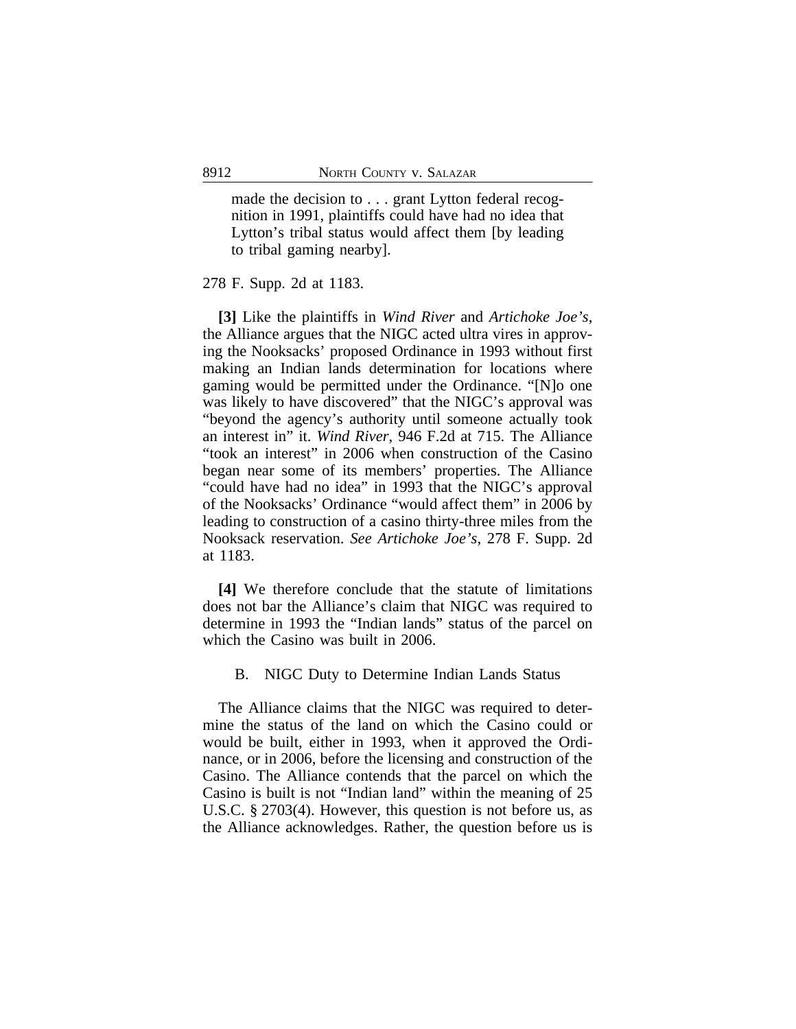> made the decision to . . . grant Lytton federal recognition in 1991, plaintiffs could have had no idea that Lytton's tribal status would affect them [by leading to tribal gaming nearby].

278 F. Supp. 2d at 1183.

**[3]** Like the plaintiffs in *Wind River* and *Artichoke Joe's*, the Alliance argues that the NIGC acted ultra vires in approving the Nooksacks' proposed Ordinance in 1993 without first making an Indian lands determination for locations where gaming would be permitted under the Ordinance. "[N]o one was likely to have discovered" that the NIGC's approval was "beyond the agency's authority until someone actually took an interest in" it. *Wind River*, 946 F.2d at 715. The Alliance "took an interest" in 2006 when construction of the Casino began near some of its members' properties. The Alliance "could have had no idea" in 1993 that the NIGC's approval of the Nooksacks' Ordinance "would affect them" in 2006 by leading to construction of a casino thirty-three miles from the Nooksack reservation. *See Artichoke Joe's*, 278 F. Supp. 2d at 1183.

**[4]** We therefore conclude that the statute of limitations does not bar the Alliance's claim that NIGC was required to determine in 1993 the "Indian lands" status of the parcel on which the Casino was built in 2006.

### B. NIGC Duty to Determine Indian Lands Status

The Alliance claims that the NIGC was required to determine the status of the land on which the Casino could or would be built, either in 1993, when it approved the Ordinance, or in 2006, before the licensing and construction of the Casino. The Alliance contends that the parcel on which the Casino is built is not "Indian land" within the meaning of 25 U.S.C. § 2703(4). However, this question is not before us, as the Alliance acknowledges. Rather, the question before us is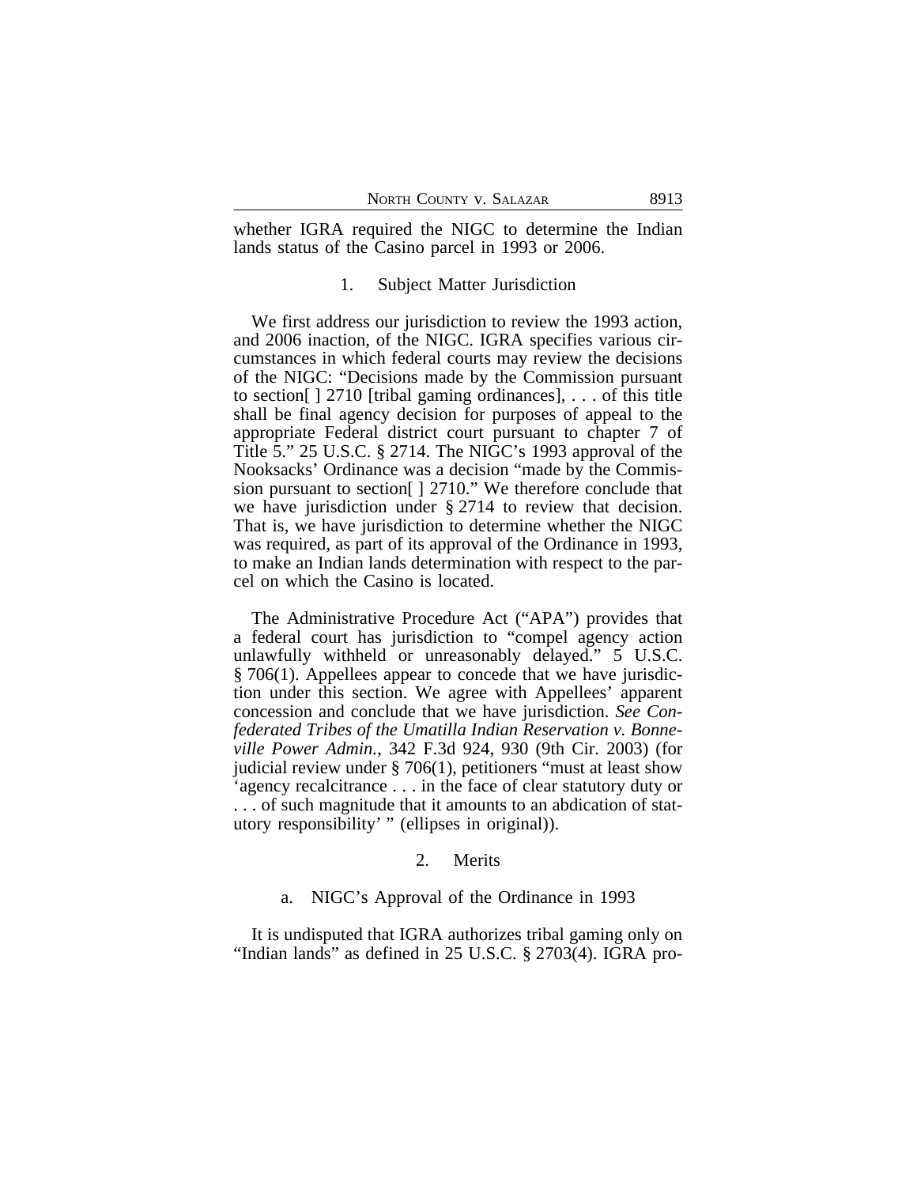whether IGRA required the NIGC to determine the Indian lands status of the Casino parcel in 1993 or 2006.

### 1. Subject Matter Jurisdiction

We first address our jurisdiction to review the 1993 action, and 2006 inaction, of the NIGC. IGRA specifies various circumstances in which federal courts may review the decisions of the NIGC: "Decisions made by the Commission pursuant to section[ ] 2710 [tribal gaming ordinances], . . . of this title shall be final agency decision for purposes of appeal to the appropriate Federal district court pursuant to chapter 7 of Title 5." 25 U.S.C. § 2714. The NIGC's 1993 approval of the Nooksacks' Ordinance was a decision "made by the Commission pursuant to section[ ] 2710." We therefore conclude that we have jurisdiction under § 2714 to review that decision. That is, we have jurisdiction to determine whether the NIGC was required, as part of its approval of the Ordinance in 1993, to make an Indian lands determination with respect to the parcel on which the Casino is located.

The Administrative Procedure Act ("APA") provides that a federal court has jurisdiction to "compel agency action unlawfully withheld or unreasonably delayed." 5 U.S.C. § 706(1). Appellees appear to concede that we have jurisdiction under this section. We agree with Appellees' apparent concession and conclude that we have jurisdiction. *See Confederated Tribes of the Umatilla Indian Reservation v. Bonneville Power Admin.*, 342 F.3d 924, 930 (9th Cir. 2003) (for judicial review under § 706(1), petitioners "must at least show 'agency recalcitrance . . . in the face of clear statutory duty or . . . of such magnitude that it amounts to an abdication of statutory responsibility' " (ellipses in original)).

### 2. Merits

#### a. NIGC's Approval of the Ordinance in 1993

It is undisputed that IGRA authorizes tribal gaming only on "Indian lands" as defined in 25 U.S.C. § 2703(4). IGRA pro-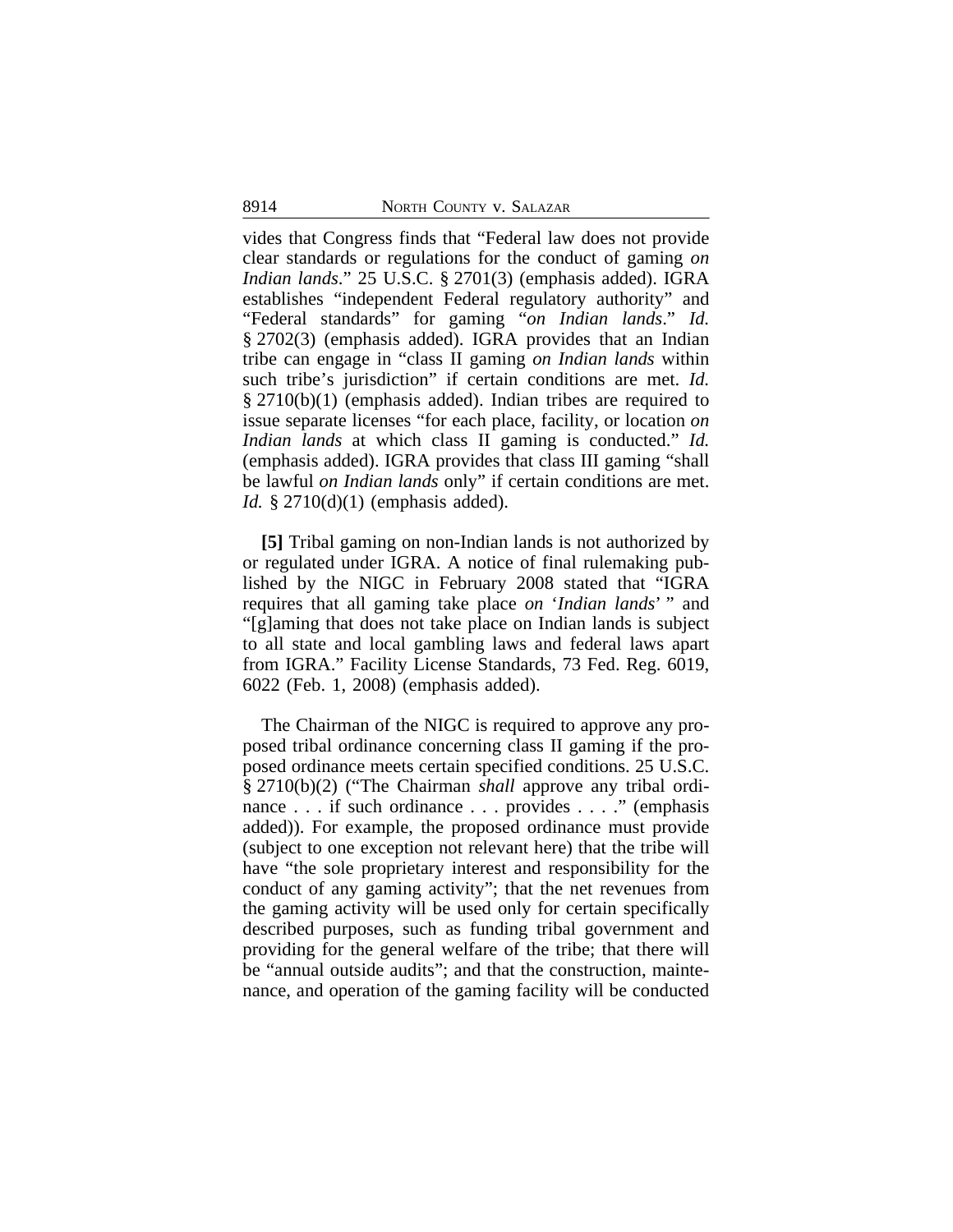vides that Congress finds that "Federal law does not provide clear standards or regulations for the conduct of gaming *on Indian lands*." 25 U.S.C. § 2701(3) (emphasis added). IGRA establishes "independent Federal regulatory authority" and "Federal standards" for gaming "*on Indian lands*." *Id.* § 2702(3) (emphasis added). IGRA provides that an Indian tribe can engage in "class II gaming *on Indian lands* within such tribe's jurisdiction" if certain conditions are met. *Id.* § 2710(b)(1) (emphasis added). Indian tribes are required to issue separate licenses "for each place, facility, or location *on Indian lands* at which class II gaming is conducted." *Id.* (emphasis added). IGRA provides that class III gaming "shall be lawful *on Indian lands* only" if certain conditions are met. *Id.* § 2710(d)(1) (emphasis added).

**[5]** Tribal gaming on non-Indian lands is not authorized by or regulated under IGRA. A notice of final rulemaking published by the NIGC in February 2008 stated that "IGRA requires that all gaming take place *on* '*Indian lands*' " and "[g]aming that does not take place on Indian lands is subject to all state and local gambling laws and federal laws apart from IGRA." Facility License Standards, 73 Fed. Reg. 6019, 6022 (Feb. 1, 2008) (emphasis added).

The Chairman of the NIGC is required to approve any proposed tribal ordinance concerning class II gaming if the proposed ordinance meets certain specified conditions. 25 U.S.C. § 2710(b)(2) ("The Chairman *shall* approve any tribal ordinance . . . if such ordinance . . . provides . . . ." (emphasis added)). For example, the proposed ordinance must provide (subject to one exception not relevant here) that the tribe will have "the sole proprietary interest and responsibility for the conduct of any gaming activity"; that the net revenues from the gaming activity will be used only for certain specifically described purposes, such as funding tribal government and providing for the general welfare of the tribe; that there will be "annual outside audits"; and that the construction, maintenance, and operation of the gaming facility will be conducted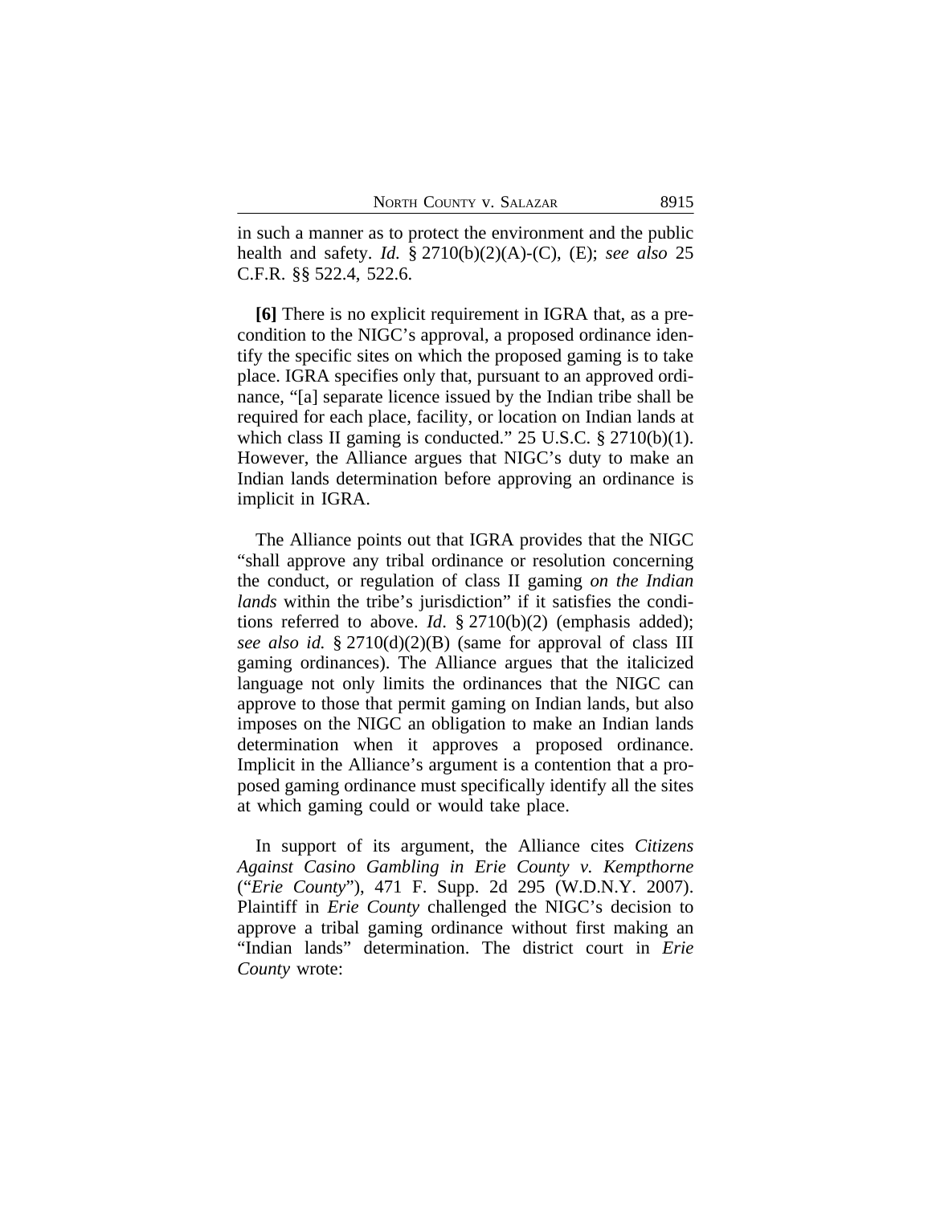in such a manner as to protect the environment and the public health and safety. *Id.* § 2710(b)(2)(A)-(C), (E); *see also* 25 C.F.R. §§ 522.4, 522.6.

**[6]** There is no explicit requirement in IGRA that, as a pre-condition to the NIGC's approval, a proposed ordinance identify the specific sites on which the proposed gaming is to take place. IGRA specifies only that, pursuant to an approved ordinance, "[a] separate licence issued by the Indian tribe shall be required for each place, facility, or location on Indian lands at which class II gaming is conducted." 25 U.S.C. § 2710(b)(1). However, the Alliance argues that NIGC's duty to make an Indian lands determination before approving an ordinance is implicit in IGRA.

The Alliance points out that IGRA provides that the NIGC "shall approve any tribal ordinance or resolution concerning the conduct, or regulation of class II gaming *on the Indian lands* within the tribe's jurisdiction" if it satisfies the conditions referred to above. *Id*. § 2710(b)(2) (emphasis added); *see also id.* § 2710(d)(2)(B) (same for approval of class III gaming ordinances). The Alliance argues that the italicized language not only limits the ordinances that the NIGC can approve to those that permit gaming on Indian lands, but also imposes on the NIGC an obligation to make an Indian lands determination when it approves a proposed ordinance. Implicit in the Alliance's argument is a contention that a proposed gaming ordinance must specifically identify all the sites at which gaming could or would take place.

In support of its argument, the Alliance cites *Citizens Against Casino Gambling in Erie County v. Kempthorne* ("*Erie County*"), 471 F. Supp. 2d 295 (W.D.N.Y. 2007). Plaintiff in *Erie County* challenged the NIGC's decision to approve a tribal gaming ordinance without first making an "Indian lands" determination. The district court in *Erie County* wrote: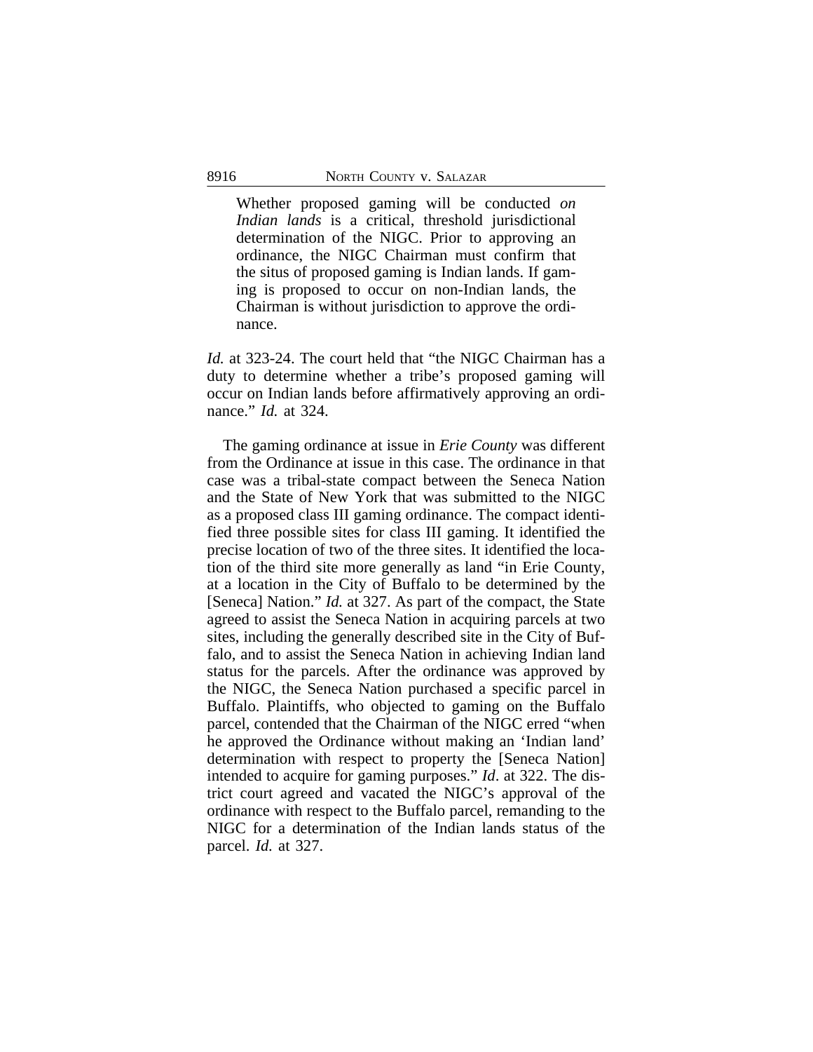> Whether proposed gaming will be conducted *on Indian lands* is a critical, threshold jurisdictional determination of the NIGC. Prior to approving an ordinance, the NIGC Chairman must confirm that the situs of proposed gaming is Indian lands. If gaming is proposed to occur on non-Indian lands, the Chairman is without jurisdiction to approve the ordinance.

*Id.* at 323-24. The court held that "the NIGC Chairman has a duty to determine whether a tribe's proposed gaming will occur on Indian lands before affirmatively approving an ordinance." *Id.* at 324.

The gaming ordinance at issue in *Erie County* was different from the Ordinance at issue in this case. The ordinance in that case was a tribal-state compact between the Seneca Nation and the State of New York that was submitted to the NIGC as a proposed class III gaming ordinance. The compact identified three possible sites for class III gaming. It identified the precise location of two of the three sites. It identified the location of the third site more generally as land "in Erie County, at a location in the City of Buffalo to be determined by the [Seneca] Nation." *Id.* at 327. As part of the compact, the State agreed to assist the Seneca Nation in acquiring parcels at two sites, including the generally described site in the City of Buffalo, and to assist the Seneca Nation in achieving Indian land status for the parcels. After the ordinance was approved by the NIGC, the Seneca Nation purchased a specific parcel in Buffalo. Plaintiffs, who objected to gaming on the Buffalo parcel, contended that the Chairman of the NIGC erred "when he approved the Ordinance without making an 'Indian land' determination with respect to property the [Seneca Nation] intended to acquire for gaming purposes." *Id*. at 322. The district court agreed and vacated the NIGC's approval of the ordinance with respect to the Buffalo parcel, remanding to the NIGC for a determination of the Indian lands status of the parcel. *Id.* at 327.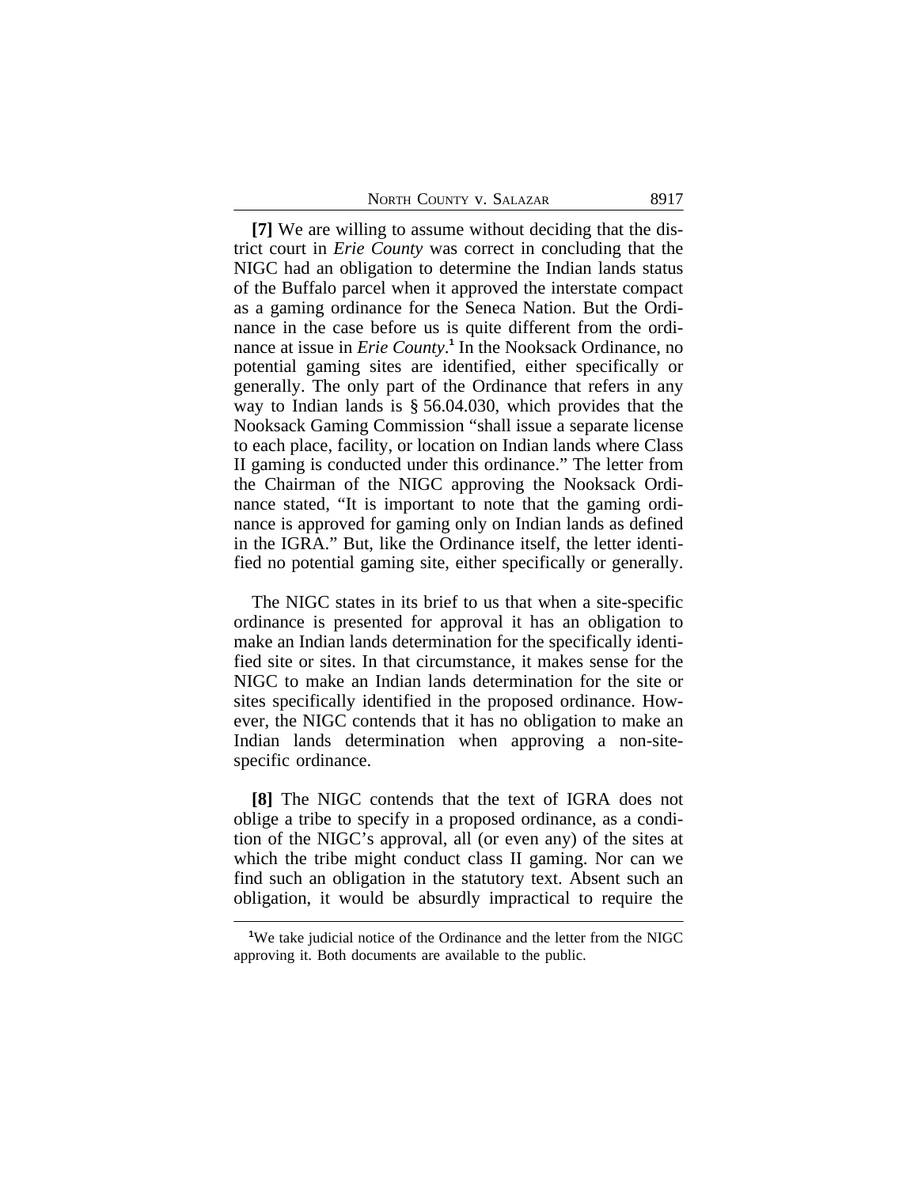**[7]** We are willing to assume without deciding that the district court in *Erie County* was correct in concluding that the NIGC had an obligation to determine the Indian lands status of the Buffalo parcel when it approved the interstate compact as a gaming ordinance for the Seneca Nation. But the Ordinance in the case before us is quite different from the ordinance at issue in *Erie County*.[1] In the Nooksack Ordinance, no potential gaming sites are identified, either specifically or generally. The only part of the Ordinance that refers in any way to Indian lands is § 56.04.030, which provides that the Nooksack Gaming Commission "shall issue a separate license to each place, facility, or location on Indian lands where Class II gaming is conducted under this ordinance." The letter from the Chairman of the NIGC approving the Nooksack Ordinance stated, "It is important to note that the gaming ordinance is approved for gaming only on Indian lands as defined in the IGRA." But, like the Ordinance itself, the letter identified no potential gaming site, either specifically or generally.

The NIGC states in its brief to us that when a site-specific ordinance is presented for approval it has an obligation to make an Indian lands determination for the specifically identified site or sites. In that circumstance, it makes sense for the NIGC to make an Indian lands determination for the site or sites specifically identified in the proposed ordinance. However, the NIGC contends that it has no obligation to make an Indian lands determination when approving a non-site-specific ordinance.

**[8]** The NIGC contends that the text of IGRA does not oblige a tribe to specify in a proposed ordinance, as a condition of the NIGC's approval, all (or even any) of the sites at which the tribe might conduct class II gaming. Nor can we find such an obligation in the statutory text. Absent such an obligation, it would be absurdly impractical to require the

[1] We take judicial notice of the Ordinance and the letter from the NIGC approving it. Both documents are available to the public.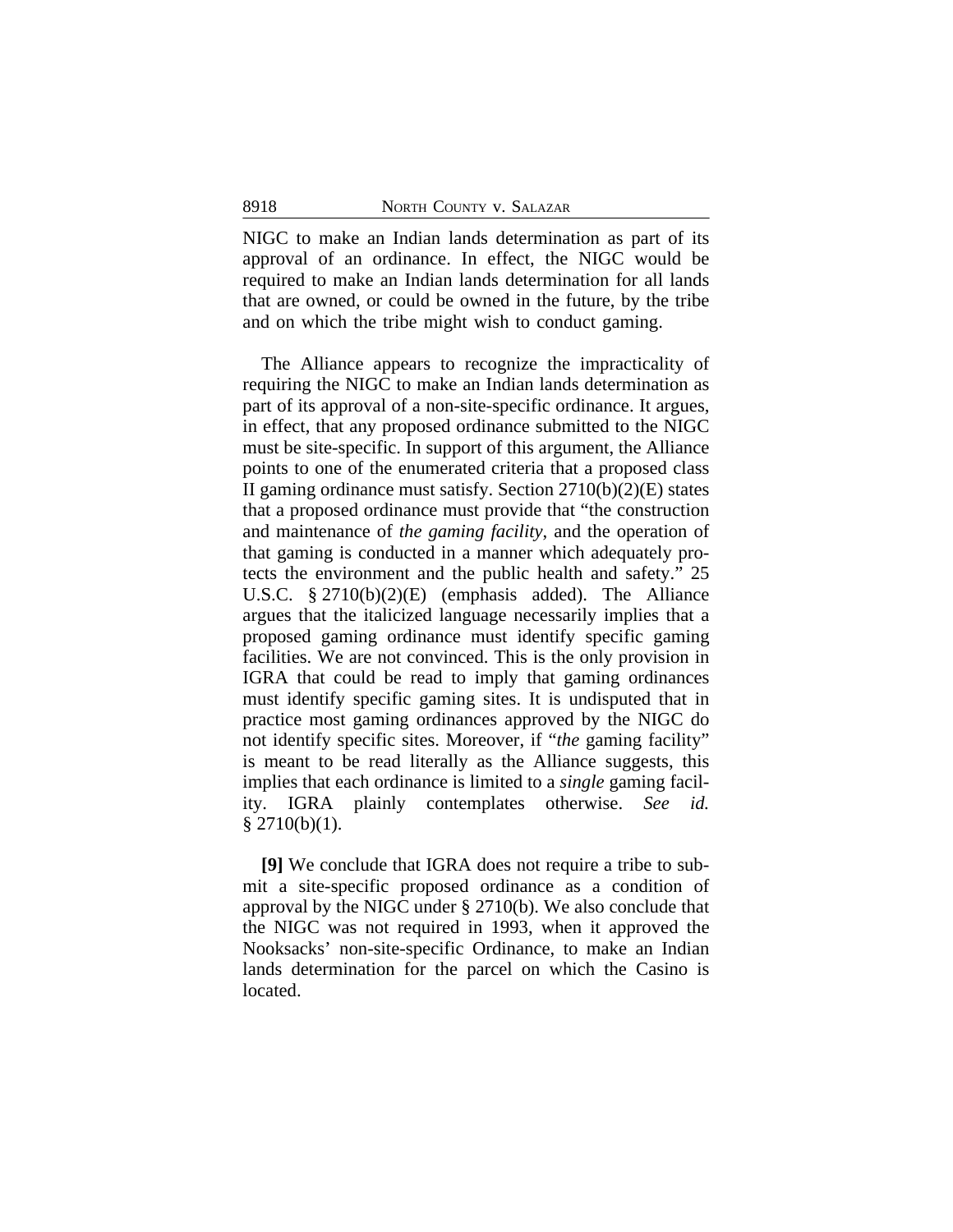NIGC to make an Indian lands determination as part of its approval of an ordinance. In effect, the NIGC would be required to make an Indian lands determination for all lands that are owned, or could be owned in the future, by the tribe and on which the tribe might wish to conduct gaming.

The Alliance appears to recognize the impracticality of requiring the NIGC to make an Indian lands determination as part of its approval of a non-site-specific ordinance. It argues, in effect, that any proposed ordinance submitted to the NIGC must be site-specific. In support of this argument, the Alliance points to one of the enumerated criteria that a proposed class II gaming ordinance must satisfy. Section 2710(b)(2)(E) states that a proposed ordinance must provide that "the construction and maintenance of *the gaming facility*, and the operation of that gaming is conducted in a manner which adequately protects the environment and the public health and safety." 25 U.S.C. § 2710(b)(2)(E) (emphasis added). The Alliance argues that the italicized language necessarily implies that a proposed gaming ordinance must identify specific gaming facilities. We are not convinced. This is the only provision in IGRA that could be read to imply that gaming ordinances must identify specific gaming sites. It is undisputed that in practice most gaming ordinances approved by the NIGC do not identify specific sites. Moreover, if "*the* gaming facility" is meant to be read literally as the Alliance suggests, this implies that each ordinance is limited to a *single* gaming facility. IGRA plainly contemplates otherwise. *See id.* § 2710(b)(1).

**[9]** We conclude that IGRA does not require a tribe to submit a site-specific proposed ordinance as a condition of approval by the NIGC under § 2710(b). We also conclude that the NIGC was not required in 1993, when it approved the Nooksacks' non-site-specific Ordinance, to make an Indian lands determination for the parcel on which the Casino is located.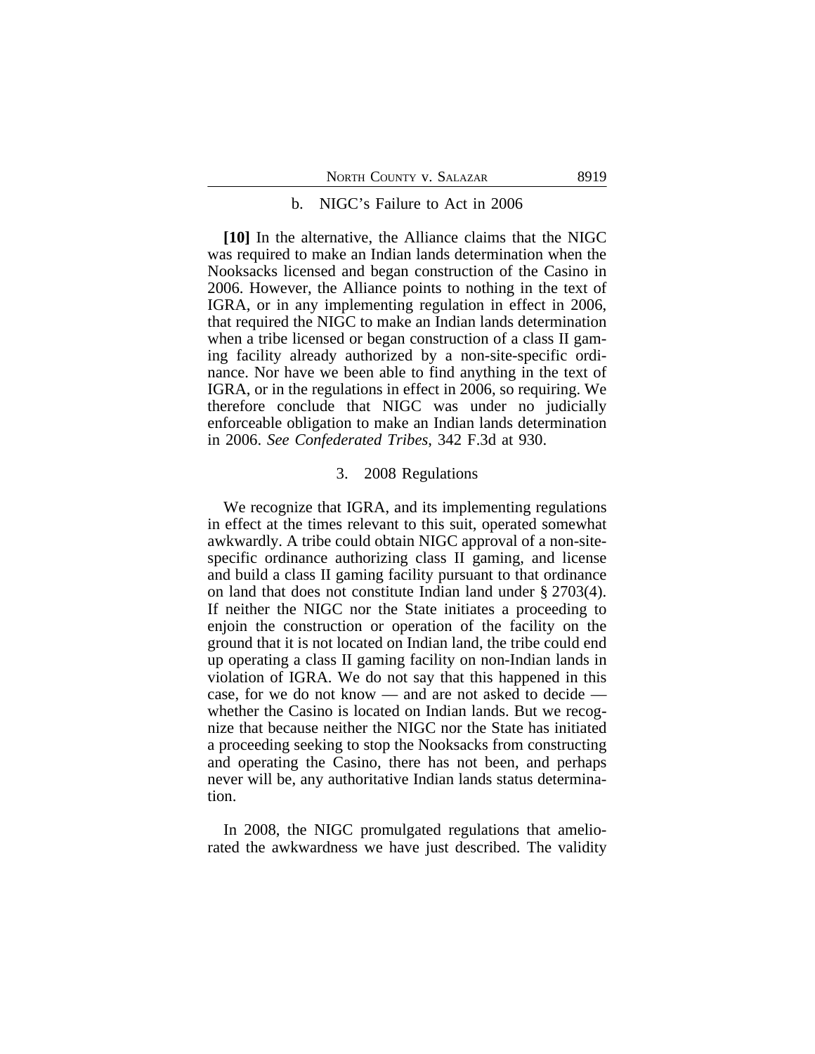### b. NIGC's Failure to Act in 2006

**[10]** In the alternative, the Alliance claims that the NIGC was required to make an Indian lands determination when the Nooksacks licensed and began construction of the Casino in 2006. However, the Alliance points to nothing in the text of IGRA, or in any implementing regulation in effect in 2006, that required the NIGC to make an Indian lands determination when a tribe licensed or began construction of a class II gaming facility already authorized by a non-site-specific ordinance. Nor have we been able to find anything in the text of IGRA, or in the regulations in effect in 2006, so requiring. We therefore conclude that NIGC was under no judicially enforceable obligation to make an Indian lands determination in 2006. *See Confederated Tribes*, 342 F.3d at 930.

### 3. 2008 Regulations

We recognize that IGRA, and its implementing regulations in effect at the times relevant to this suit, operated somewhat awkwardly. A tribe could obtain NIGC approval of a non-site-specific ordinance authorizing class II gaming, and license and build a class II gaming facility pursuant to that ordinance on land that does not constitute Indian land under § 2703(4). If neither the NIGC nor the State initiates a proceeding to enjoin the construction or operation of the facility on the ground that it is not located on Indian land, the tribe could end up operating a class II gaming facility on non-Indian lands in violation of IGRA. We do not say that this happened in this case, for we do not know — and are not asked to decide — whether the Casino is located on Indian lands. But we recognize that because neither the NIGC nor the State has initiated a proceeding seeking to stop the Nooksacks from constructing and operating the Casino, there has not been, and perhaps never will be, any authoritative Indian lands status determination.

In 2008, the NIGC promulgated regulations that ameliorated the awkwardness we have just described. The validity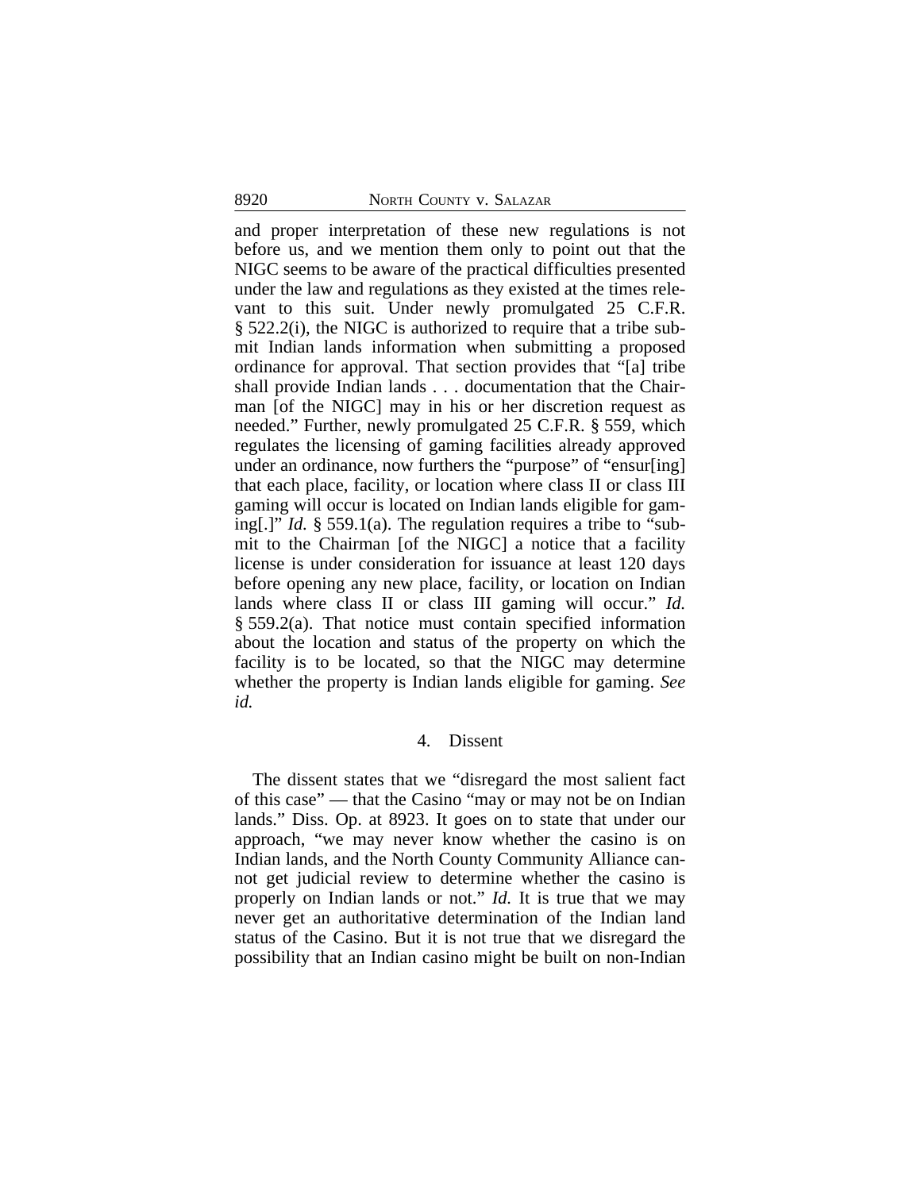and proper interpretation of these new regulations is not before us, and we mention them only to point out that the NIGC seems to be aware of the practical difficulties presented under the law and regulations as they existed at the times relevant to this suit. Under newly promulgated 25 C.F.R. § 522.2(i), the NIGC is authorized to require that a tribe submit Indian lands information when submitting a proposed ordinance for approval. That section provides that "[a] tribe shall provide Indian lands . . . documentation that the Chairman [of the NIGC] may in his or her discretion request as needed." Further, newly promulgated 25 C.F.R. § 559, which regulates the licensing of gaming facilities already approved under an ordinance, now furthers the "purpose" of "ensur[ing] that each place, facility, or location where class II or class III gaming will occur is located on Indian lands eligible for gaming[.]" *Id.* § 559.1(a). The regulation requires a tribe to "submit to the Chairman [of the NIGC] a notice that a facility license is under consideration for issuance at least 120 days before opening any new place, facility, or location on Indian lands where class II or class III gaming will occur." *Id.* § 559.2(a). That notice must contain specified information about the location and status of the property on which the facility is to be located, so that the NIGC may determine whether the property is Indian lands eligible for gaming. *See id.*

### 4. Dissent

The dissent states that we "disregard the most salient fact of this case" — that the Casino "may or may not be on Indian lands." Diss. Op. at 8923. It goes on to state that under our approach, "we may never know whether the casino is on Indian lands, and the North County Community Alliance cannot get judicial review to determine whether the casino is properly on Indian lands or not." *Id.* It is true that we may never get an authoritative determination of the Indian land status of the Casino. But it is not true that we disregard the possibility that an Indian casino might be built on non-Indian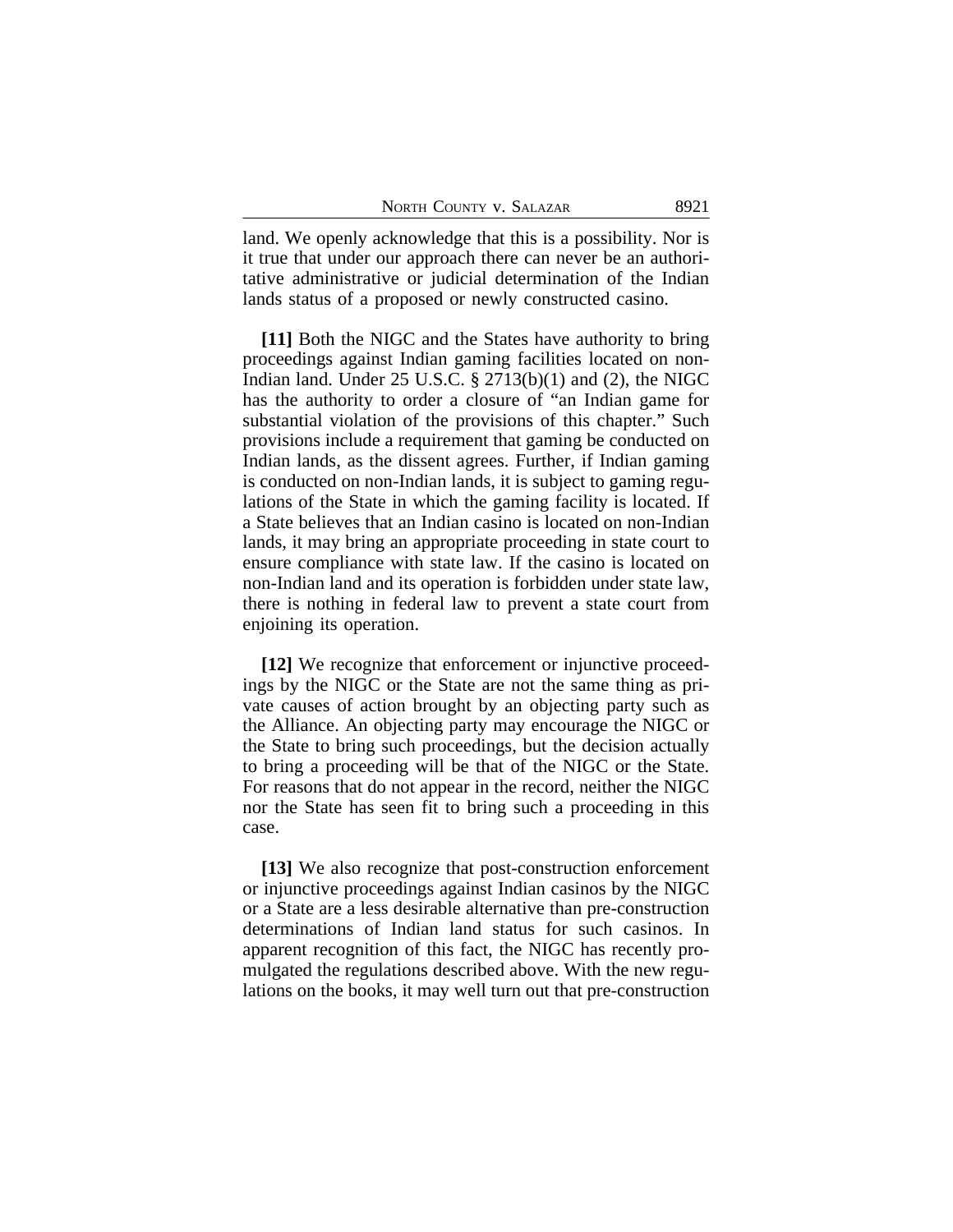land. We openly acknowledge that this is a possibility. Nor is it true that under our approach there can never be an authoritative administrative or judicial determination of the Indian lands status of a proposed or newly constructed casino.

**[11]** Both the NIGC and the States have authority to bring proceedings against Indian gaming facilities located on non-Indian land. Under 25 U.S.C. § 2713(b)(1) and (2), the NIGC has the authority to order a closure of "an Indian game for substantial violation of the provisions of this chapter." Such provisions include a requirement that gaming be conducted on Indian lands, as the dissent agrees. Further, if Indian gaming is conducted on non-Indian lands, it is subject to gaming regulations of the State in which the gaming facility is located. If a State believes that an Indian casino is located on non-Indian lands, it may bring an appropriate proceeding in state court to ensure compliance with state law. If the casino is located on non-Indian land and its operation is forbidden under state law, there is nothing in federal law to prevent a state court from enjoining its operation.

**[12]** We recognize that enforcement or injunctive proceedings by the NIGC or the State are not the same thing as private causes of action brought by an objecting party such as the Alliance. An objecting party may encourage the NIGC or the State to bring such proceedings, but the decision actually to bring a proceeding will be that of the NIGC or the State. For reasons that do not appear in the record, neither the NIGC nor the State has seen fit to bring such a proceeding in this case.

**[13]** We also recognize that post-construction enforcement or injunctive proceedings against Indian casinos by the NIGC or a State are a less desirable alternative than pre-construction determinations of Indian land status for such casinos. In apparent recognition of this fact, the NIGC has recently promulgated the regulations described above. With the new regulations on the books, it may well turn out that pre-construction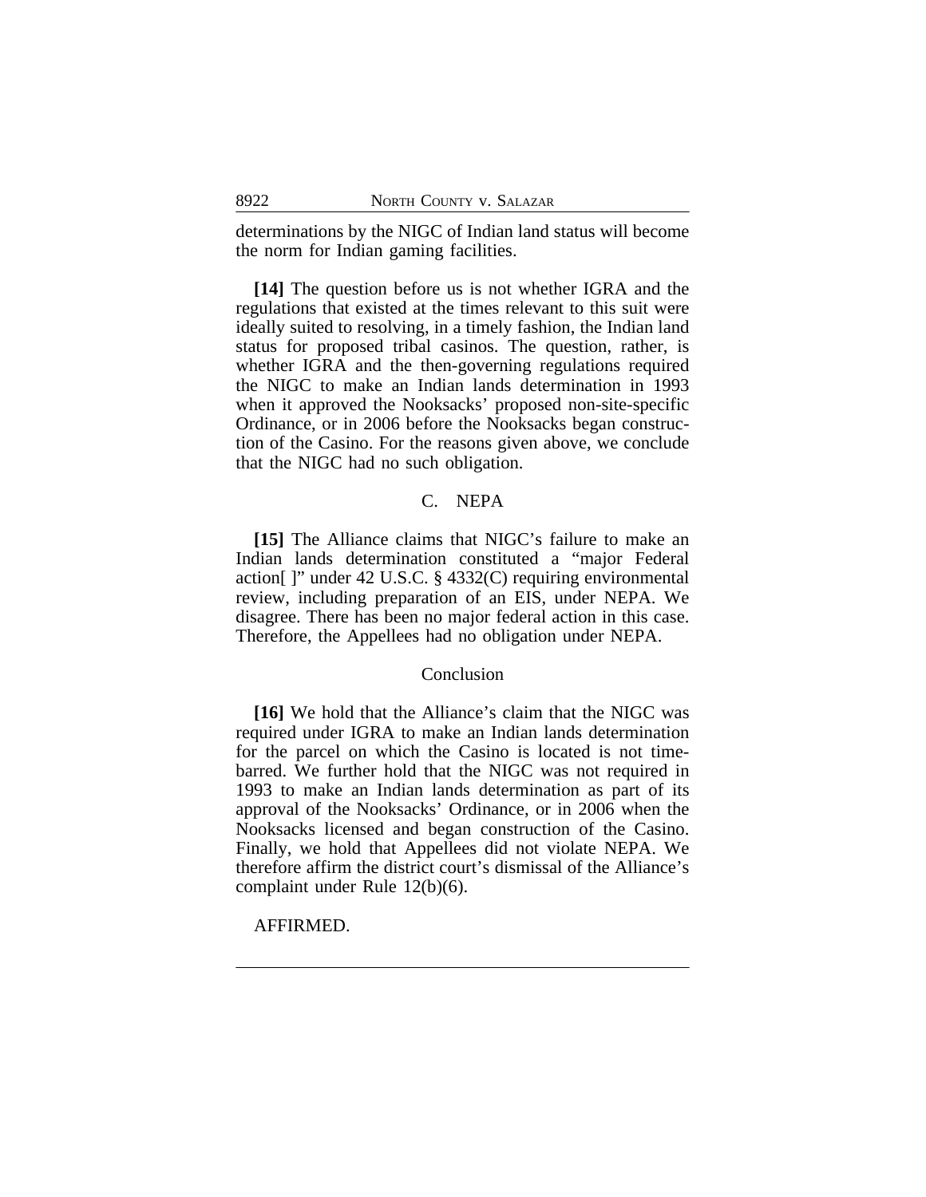determinations by the NIGC of Indian land status will become the norm for Indian gaming facilities.

**[14]** The question before us is not whether IGRA and the regulations that existed at the times relevant to this suit were ideally suited to resolving, in a timely fashion, the Indian land status for proposed tribal casinos. The question, rather, is whether IGRA and the then-governing regulations required the NIGC to make an Indian lands determination in 1993 when it approved the Nooksacks' proposed non-site-specific Ordinance, or in 2006 before the Nooksacks began construction of the Casino. For the reasons given above, we conclude that the NIGC had no such obligation.

### C. NEPA

**[15]** The Alliance claims that NIGC's failure to make an Indian lands determination constituted a "major Federal action[ ]" under 42 U.S.C. § 4332(C) requiring environmental review, including preparation of an EIS, under NEPA. We disagree. There has been no major federal action in this case. Therefore, the Appellees had no obligation under NEPA.

## Conclusion

**[16]** We hold that the Alliance's claim that the NIGC was required under IGRA to make an Indian lands determination for the parcel on which the Casino is located is not time-barred. We further hold that the NIGC was not required in 1993 to make an Indian lands determination as part of its approval of the Nooksacks' Ordinance, or in 2006 when the Nooksacks licensed and began construction of the Casino. Finally, we hold that Appellees did not violate NEPA. We therefore affirm the district court's dismissal of the Alliance's complaint under Rule 12(b)(6).

AFFIRMED.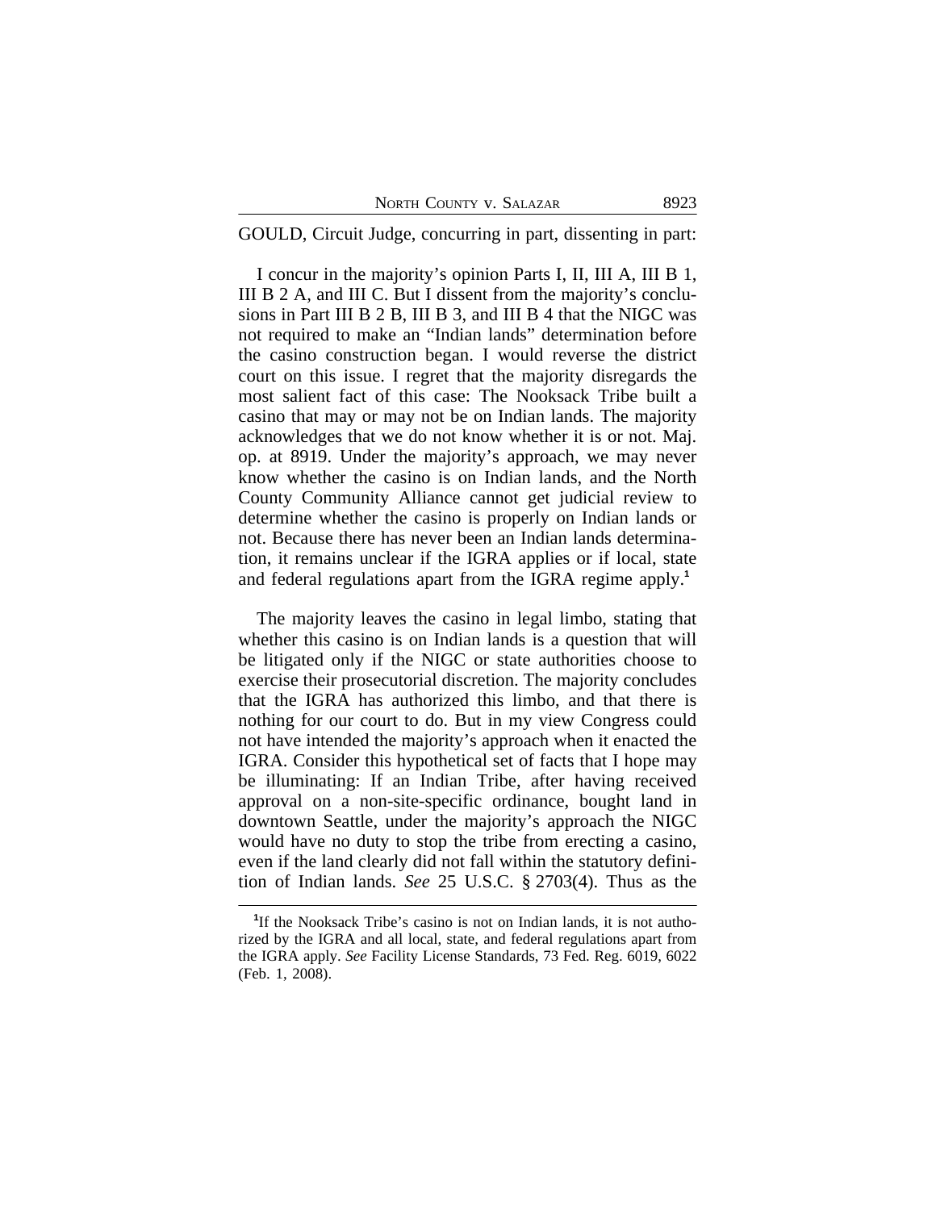GOULD, Circuit Judge, concurring in part, dissenting in part:

I concur in the majority's opinion Parts I, II, III A, III B 1, III B 2 A, and III C. But I dissent from the majority's conclusions in Part III B 2 B, III B 3, and III B 4 that the NIGC was not required to make an "Indian lands" determination before the casino construction began. I would reverse the district court on this issue. I regret that the majority disregards the most salient fact of this case: The Nooksack Tribe built a casino that may or may not be on Indian lands. The majority acknowledges that we do not know whether it is or not. Maj. op. at 8919. Under the majority's approach, we may never know whether the casino is on Indian lands, and the North County Community Alliance cannot get judicial review to determine whether the casino is properly on Indian lands or not. Because there has never been an Indian lands determination, it remains unclear if the IGRA applies or if local, state and federal regulations apart from the IGRA regime apply.[1]

The majority leaves the casino in legal limbo, stating that whether this casino is on Indian lands is a question that will be litigated only if the NIGC or state authorities choose to exercise their prosecutorial discretion. The majority concludes that the IGRA has authorized this limbo, and that there is nothing for our court to do. But in my view Congress could not have intended the majority's approach when it enacted the IGRA. Consider this hypothetical set of facts that I hope may be illuminating: If an Indian Tribe, after having received approval on a non-site-specific ordinance, bought land in downtown Seattle, under the majority's approach the NIGC would have no duty to stop the tribe from erecting a casino, even if the land clearly did not fall within the statutory definition of Indian lands. *See* 25 U.S.C. § 2703(4). Thus as the

---

[1] If the Nooksack Tribe's casino is not on Indian lands, it is not authorized by the IGRA and all local, state, and federal regulations apart from the IGRA apply. *See* Facility License Standards, 73 Fed. Reg. 6019, 6022 (Feb. 1, 2008).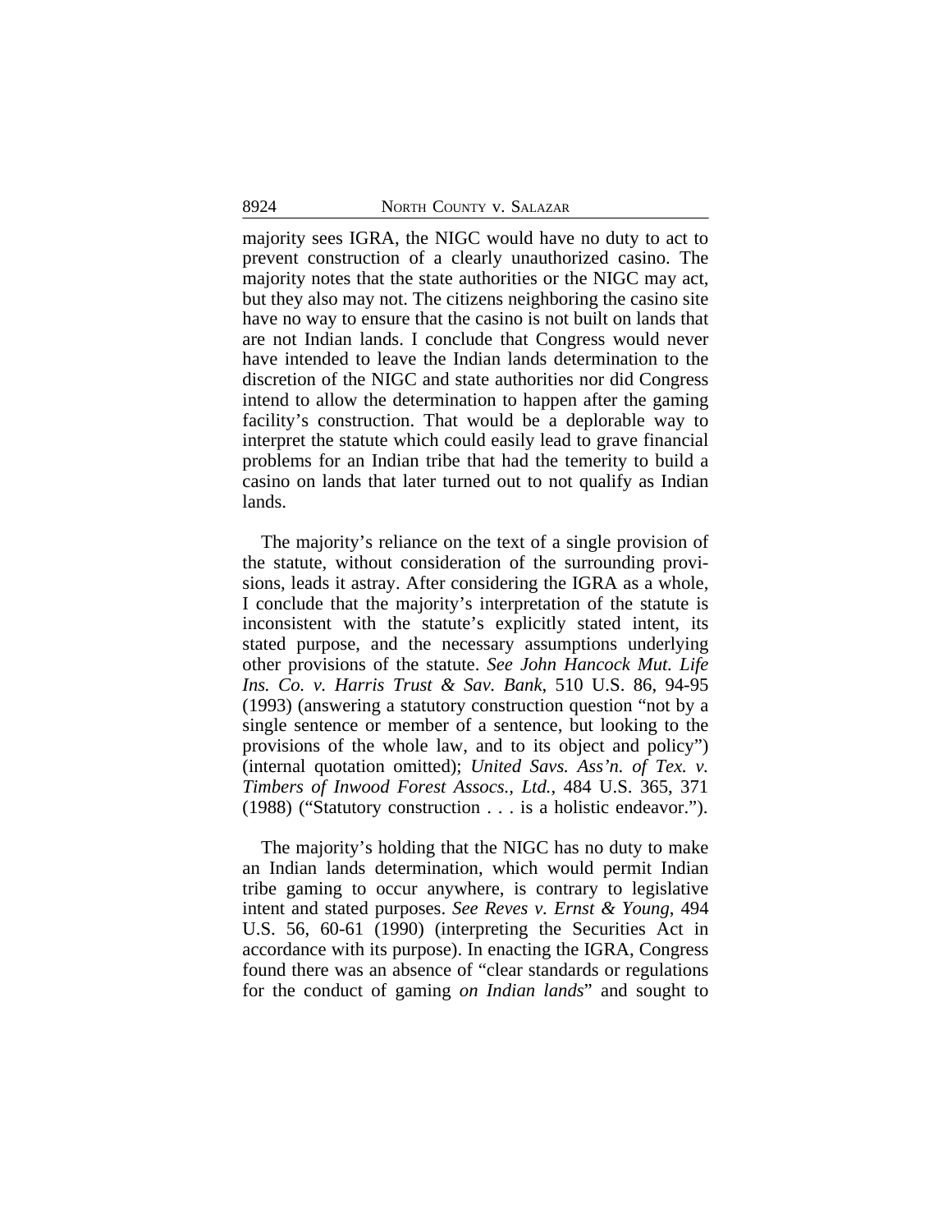majority sees IGRA, the NIGC would have no duty to act to prevent construction of a clearly unauthorized casino. The majority notes that the state authorities or the NIGC may act, but they also may not. The citizens neighboring the casino site have no way to ensure that the casino is not built on lands that are not Indian lands. I conclude that Congress would never have intended to leave the Indian lands determination to the discretion of the NIGC and state authorities nor did Congress intend to allow the determination to happen after the gaming facility's construction. That would be a deplorable way to interpret the statute which could easily lead to grave financial problems for an Indian tribe that had the temerity to build a casino on lands that later turned out to not qualify as Indian lands.

The majority's reliance on the text of a single provision of the statute, without consideration of the surrounding provisions, leads it astray. After considering the IGRA as a whole, I conclude that the majority's interpretation of the statute is inconsistent with the statute's explicitly stated intent, its stated purpose, and the necessary assumptions underlying other provisions of the statute. *See John Hancock Mut. Life Ins. Co. v. Harris Trust & Sav. Bank*, 510 U.S. 86, 94-95 (1993) (answering a statutory construction question "not by a single sentence or member of a sentence, but looking to the provisions of the whole law, and to its object and policy") (internal quotation omitted); *United Savs. Ass'n. of Tex. v. Timbers of Inwood Forest Assocs., Ltd.*, 484 U.S. 365, 371 (1988) ("Statutory construction . . . is a holistic endeavor.").

The majority's holding that the NIGC has no duty to make an Indian lands determination, which would permit Indian tribe gaming to occur anywhere, is contrary to legislative intent and stated purposes. *See Reves v. Ernst & Young*, 494 U.S. 56, 60-61 (1990) (interpreting the Securities Act in accordance with its purpose). In enacting the IGRA, Congress found there was an absence of "clear standards or regulations for the conduct of gaming *on Indian lands*" and sought to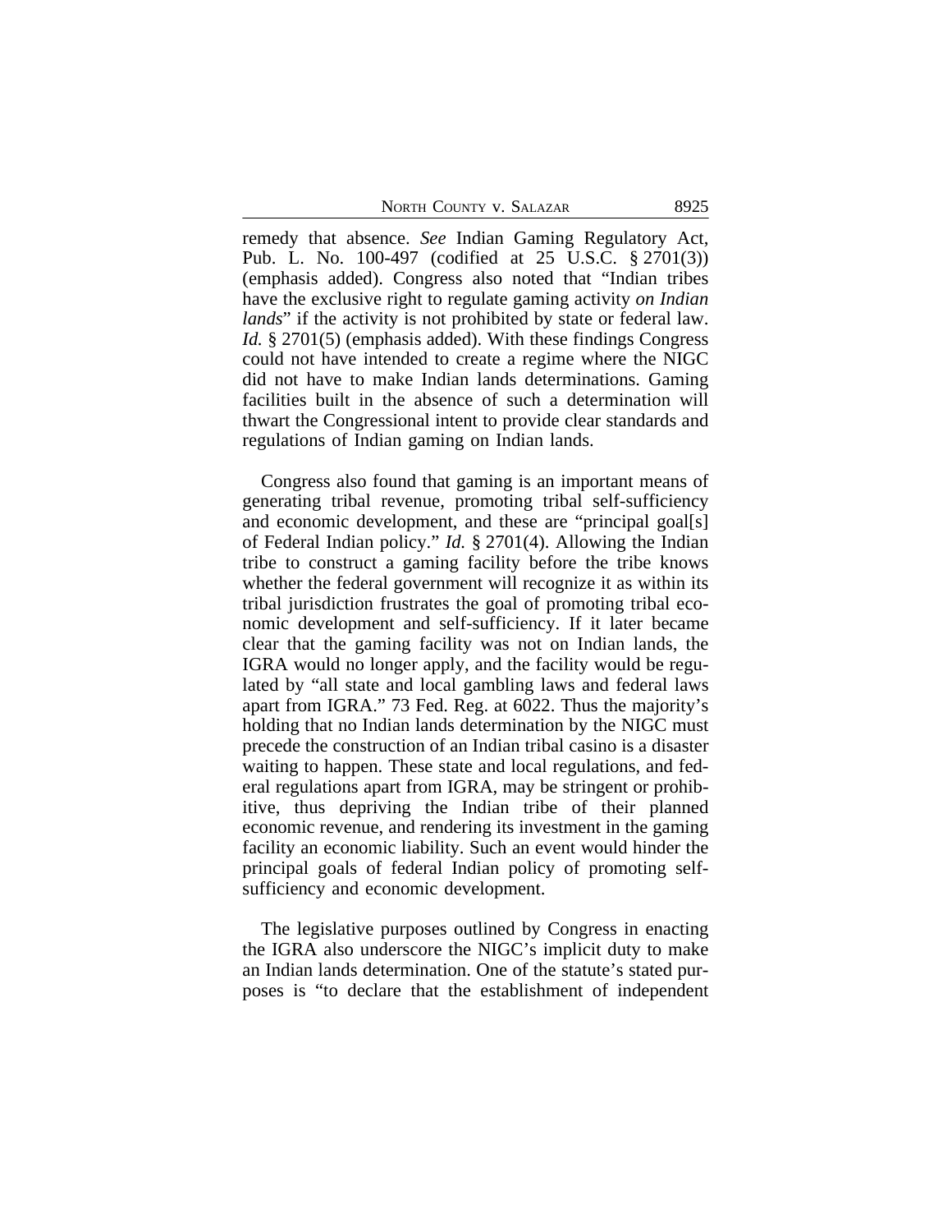remedy that absence. *See* Indian Gaming Regulatory Act, Pub. L. No. 100-497 (codified at 25 U.S.C. § 2701(3)) (emphasis added). Congress also noted that "Indian tribes have the exclusive right to regulate gaming activity *on Indian lands*" if the activity is not prohibited by state or federal law. *Id.* § 2701(5) (emphasis added). With these findings Congress could not have intended to create a regime where the NIGC did not have to make Indian lands determinations. Gaming facilities built in the absence of such a determination will thwart the Congressional intent to provide clear standards and regulations of Indian gaming on Indian lands.

Congress also found that gaming is an important means of generating tribal revenue, promoting tribal self-sufficiency and economic development, and these are "principal goal[s] of Federal Indian policy." *Id.* § 2701(4). Allowing the Indian tribe to construct a gaming facility before the tribe knows whether the federal government will recognize it as within its tribal jurisdiction frustrates the goal of promoting tribal economic development and self-sufficiency. If it later became clear that the gaming facility was not on Indian lands, the IGRA would no longer apply, and the facility would be regulated by "all state and local gambling laws and federal laws apart from IGRA." 73 Fed. Reg. at 6022. Thus the majority's holding that no Indian lands determination by the NIGC must precede the construction of an Indian tribal casino is a disaster waiting to happen. These state and local regulations, and federal regulations apart from IGRA, may be stringent or prohibitive, thus depriving the Indian tribe of their planned economic revenue, and rendering its investment in the gaming facility an economic liability. Such an event would hinder the principal goals of federal Indian policy of promoting self-sufficiency and economic development.

The legislative purposes outlined by Congress in enacting the IGRA also underscore the NIGC's implicit duty to make an Indian lands determination. One of the statute's stated purposes is "to declare that the establishment of independent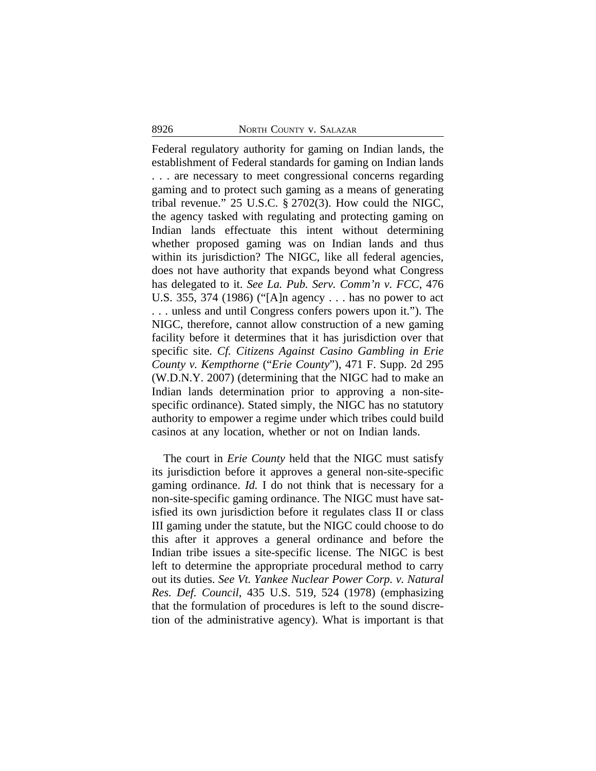Federal regulatory authority for gaming on Indian lands, the establishment of Federal standards for gaming on Indian lands . . . are necessary to meet congressional concerns regarding gaming and to protect such gaming as a means of generating tribal revenue." 25 U.S.C. § 2702(3). How could the NIGC, the agency tasked with regulating and protecting gaming on Indian lands effectuate this intent without determining whether proposed gaming was on Indian lands and thus within its jurisdiction? The NIGC, like all federal agencies, does not have authority that expands beyond what Congress has delegated to it. *See La. Pub. Serv. Comm'n v. FCC*, 476 U.S. 355, 374 (1986) ("[A]n agency . . . has no power to act . . . unless and until Congress confers powers upon it."). The NIGC, therefore, cannot allow construction of a new gaming facility before it determines that it has jurisdiction over that specific site. *Cf. Citizens Against Casino Gambling in Erie County v. Kempthorne* ("*Erie County*"), 471 F. Supp. 2d 295 (W.D.N.Y. 2007) (determining that the NIGC had to make an Indian lands determination prior to approving a non-site-specific ordinance). Stated simply, the NIGC has no statutory authority to empower a regime under which tribes could build casinos at any location, whether or not on Indian lands.

The court in *Erie County* held that the NIGC must satisfy its jurisdiction before it approves a general non-site-specific gaming ordinance. *Id.* I do not think that is necessary for a non-site-specific gaming ordinance. The NIGC must have satisfied its own jurisdiction before it regulates class II or class III gaming under the statute, but the NIGC could choose to do this after it approves a general ordinance and before the Indian tribe issues a site-specific license. The NIGC is best left to determine the appropriate procedural method to carry out its duties. *See Vt. Yankee Nuclear Power Corp. v. Natural Res. Def. Council*, 435 U.S. 519, 524 (1978) (emphasizing that the formulation of procedures is left to the sound discretion of the administrative agency). What is important is that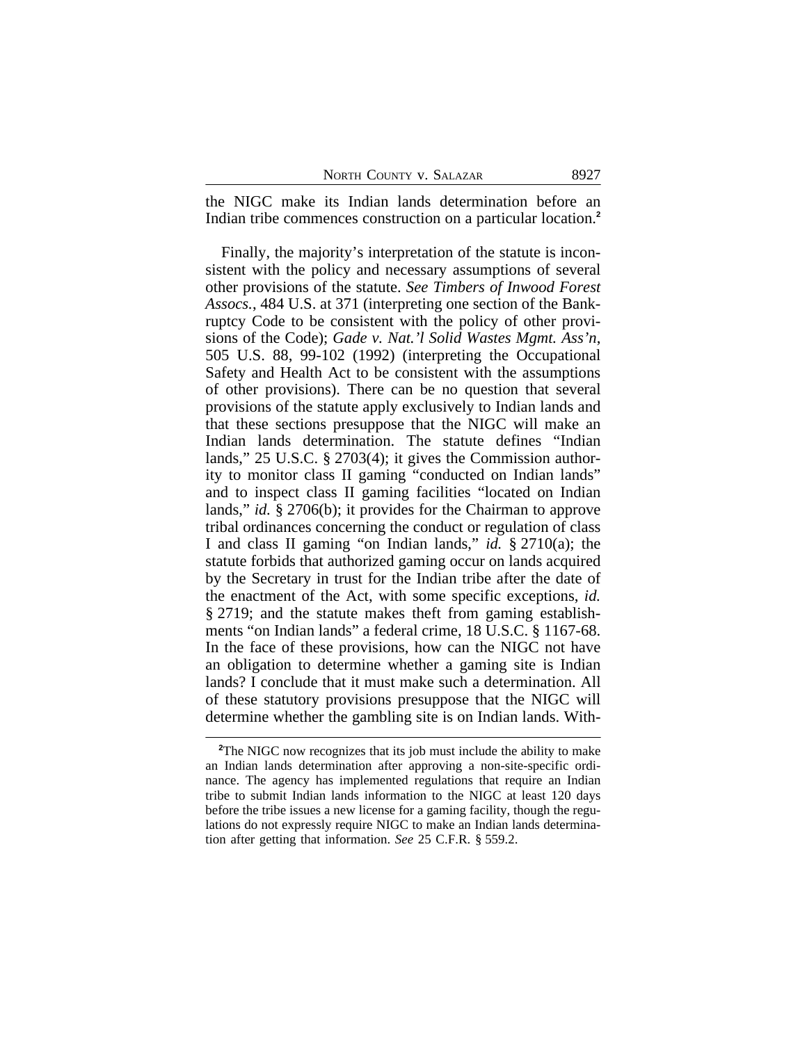the NIGC make its Indian lands determination before an Indian tribe commences construction on a particular location.[2]

Finally, the majority's interpretation of the statute is inconsistent with the policy and necessary assumptions of several other provisions of the statute. *See Timbers of Inwood Forest Assocs.*, 484 U.S. at 371 (interpreting one section of the Bankruptcy Code to be consistent with the policy of other provisions of the Code); *Gade v. Nat.'l Solid Wastes Mgmt. Ass'n*, 505 U.S. 88, 99-102 (1992) (interpreting the Occupational Safety and Health Act to be consistent with the assumptions of other provisions). There can be no question that several provisions of the statute apply exclusively to Indian lands and that these sections presuppose that the NIGC will make an Indian lands determination. The statute defines "Indian lands," 25 U.S.C. § 2703(4); it gives the Commission authority to monitor class II gaming "conducted on Indian lands" and to inspect class II gaming facilities "located on Indian lands," *id.* § 2706(b); it provides for the Chairman to approve tribal ordinances concerning the conduct or regulation of class I and class II gaming "on Indian lands," *id.* § 2710(a); the statute forbids that authorized gaming occur on lands acquired by the Secretary in trust for the Indian tribe after the date of the enactment of the Act, with some specific exceptions, *id.* § 2719; and the statute makes theft from gaming establishments "on Indian lands" a federal crime, 18 U.S.C. § 1167-68. In the face of these provisions, how can the NIGC not have an obligation to determine whether a gaming site is Indian lands? I conclude that it must make such a determination. All of these statutory provisions presuppose that the NIGC will determine whether the gambling site is on Indian lands. With-

[2]The NIGC now recognizes that its job must include the ability to make an Indian lands determination after approving a non-site-specific ordinance. The agency has implemented regulations that require an Indian tribe to submit Indian lands information to the NIGC at least 120 days before the tribe issues a new license for a gaming facility, though the regulations do not expressly require NIGC to make an Indian lands determination after getting that information. *See* 25 C.F.R. § 559.2.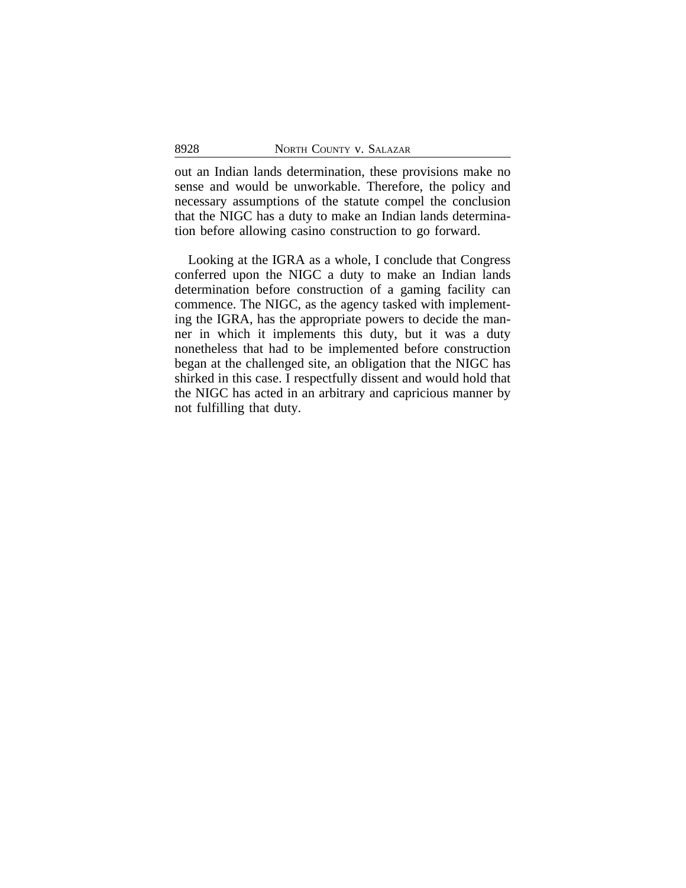out an Indian lands determination, these provisions make no sense and would be unworkable. Therefore, the policy and necessary assumptions of the statute compel the conclusion that the NIGC has a duty to make an Indian lands determination before allowing casino construction to go forward.

Looking at the IGRA as a whole, I conclude that Congress conferred upon the NIGC a duty to make an Indian lands determination before construction of a gaming facility can commence. The NIGC, as the agency tasked with implementing the IGRA, has the appropriate powers to decide the manner in which it implements this duty, but it was a duty nonetheless that had to be implemented before construction began at the challenged site, an obligation that the NIGC has shirked in this case. I respectfully dissent and would hold that the NIGC has acted in an arbitrary and capricious manner by not fulfilling that duty.